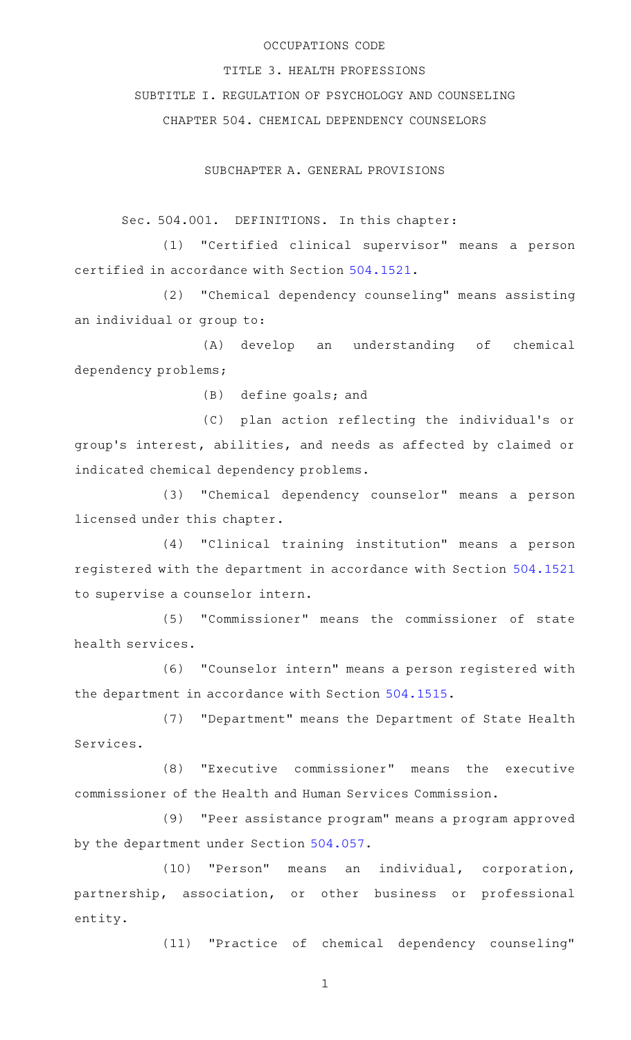OCCUPATIONS CODE

TITLE 3. HEALTH PROFESSIONS

SUBTITLE I. REGULATION OF PSYCHOLOGY AND COUNSELING

CHAPTER 504. CHEMICAL DEPENDENCY COUNSELORS

SUBCHAPTER A. GENERAL PROVISIONS

Sec. 504.001. DEFINITIONS. In this chapter:

(1) "Certified clinical supervisor" means a person certified in accordance with Section 504.1521.

(2) "Chemical dependency counseling" means assisting an individual or group to:

(A) develop an understanding of chemical dependency problems;

(B) define goals; and

(C) plan action reflecting the individual's or group's interest, abilities, and needs as affected by claimed or indicated chemical dependency problems.

(3) "Chemical dependency counselor" means a person licensed under this chapter.

(4) "Clinical training institution" means a person registered with the department in accordance with Section 504.1521 to supervise a counselor intern.

(5) "Commissioner" means the commissioner of state health services.

(6) "Counselor intern" means a person registered with the department in accordance with Section 504.1515.

(7) "Department" means the Department of State Health Services.

(8) "Executive commissioner" means the executive commissioner of the Health and Human Services Commission.

(9) "Peer assistance program" means a program approved by the department under Section 504.057.

(10) "Person" means an individual, corporation, partnership, association, or other business or professional entity.

(11) "Practice of chemical dependency counseling"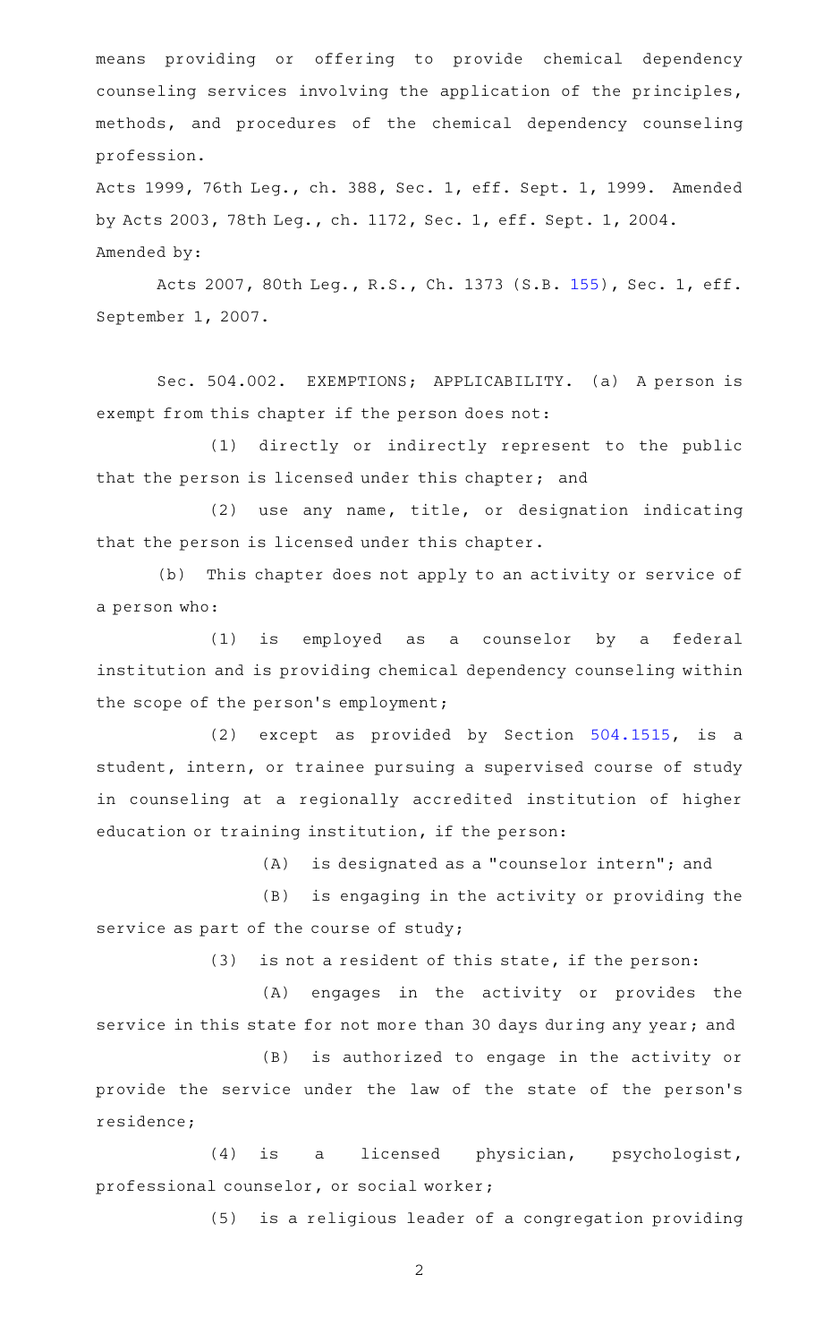means providing or offering to provide chemical dependency counseling services involving the application of the principles, methods, and procedures of the chemical dependency counseling profession.

Acts 1999, 76th Leg., ch. 388, Sec. 1, eff. Sept. 1, 1999. Amended by Acts 2003, 78th Leg., ch. 1172, Sec. 1, eff. Sept. 1, 2004.

Amended by:

Acts 2007, 80th Leg., R.S., Ch. 1373 (S.B. 155), Sec. 1, eff. September 1, 2007.

Sec. 504.002. EXEMPTIONS; APPLICABILITY. (a) A person is exempt from this chapter if the person does not:

(1) directly or indirectly represent to the public that the person is licensed under this chapter; and

(2) use any name, title, or designation indicating that the person is licensed under this chapter.

(b) This chapter does not apply to an activity or service of a person who:

(1) is employed as a counselor by a federal institution and is providing chemical dependency counseling within the scope of the person's employment;

(2) except as provided by Section 504.1515, is a student, intern, or trainee pursuing a supervised course of study in counseling at a regionally accredited institution of higher education or training institution, if the person:

(A) is designated as a "counselor intern"; and

(B) is engaging in the activity or providing the service as part of the course of study;

(3) is not a resident of this state, if the person:

(A) engages in the activity or provides the service in this state for not more than 30 days during any year; and

(B) is authorized to engage in the activity or provide the service under the law of the state of the person's residence;

(4) is a licensed physician, psychologist, professional counselor, or social worker;

(5) is a religious leader of a congregation providing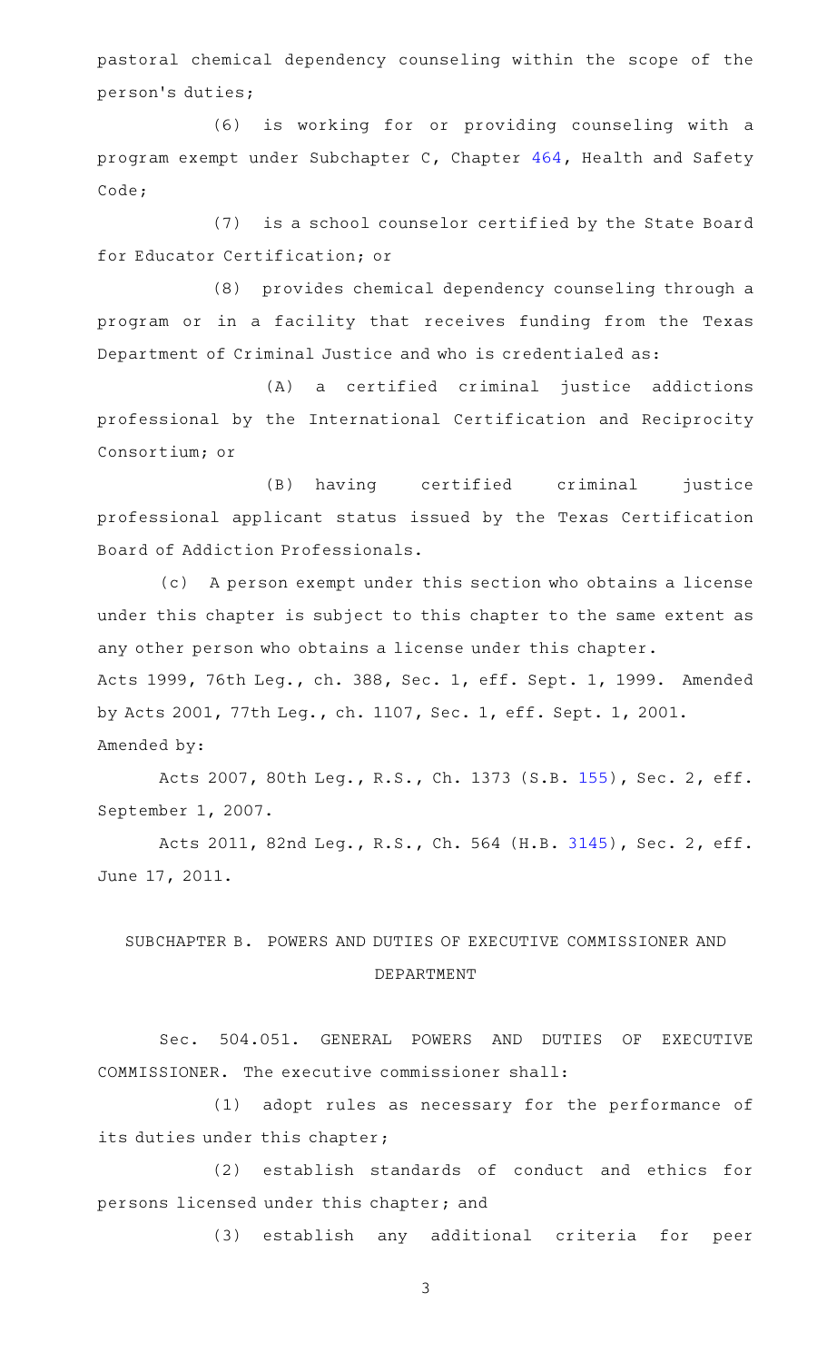pastoral chemical dependency counseling within the scope of the person's duties;

(6) is working for or providing counseling with a program exempt under Subchapter C, Chapter 464, Health and Safety Code;

(7) is a school counselor certified by the State Board for Educator Certification; or

(8) provides chemical dependency counseling through a program or in a facility that receives funding from the Texas Department of Criminal Justice and who is credentialed as:

(A) a certified criminal justice addictions professional by the International Certification and Reciprocity Consortium; or

(B) having certified criminal justice professional applicant status issued by the Texas Certification Board of Addiction Professionals.

(c) A person exempt under this section who obtains a license under this chapter is subject to this chapter to the same extent as any other person who obtains a license under this chapter.

Acts 1999, 76th Leg., ch. 388, Sec. 1, eff. Sept. 1, 1999. Amended by Acts 2001, 77th Leg., ch. 1107, Sec. 1, eff. Sept. 1, 2001.

Amended by:

Acts 2007, 80th Leg., R.S., Ch. 1373 (S.B. 155), Sec. 2, eff. September 1, 2007.

Acts 2011, 82nd Leg., R.S., Ch. 564 (H.B. 3145), Sec. 2, eff. June 17, 2011.

## SUBCHAPTER B. POWERS AND DUTIES OF EXECUTIVE COMMISSIONER AND DEPARTMENT

Sec. 504.051. GENERAL POWERS AND DUTIES OF EXECUTIVE COMMISSIONER. The executive commissioner shall:

(1) adopt rules as necessary for the performance of its duties under this chapter;

(2) establish standards of conduct and ethics for persons licensed under this chapter; and

(3) establish any additional criteria for peer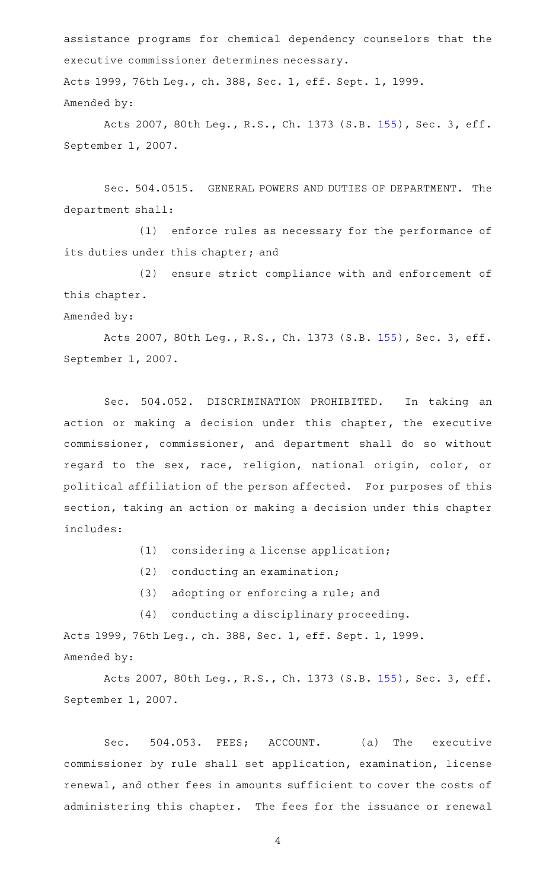assistance programs for chemical dependency counselors that the executive commissioner determines necessary.

Acts 1999, 76th Leg., ch. 388, Sec. 1, eff. Sept. 1, 1999.

Amended by:

Acts 2007, 80th Leg., R.S., Ch. 1373 (S.B. 155), Sec. 3, eff. September 1, 2007.

Sec. 504.0515. GENERAL POWERS AND DUTIES OF DEPARTMENT. The department shall:

(1) enforce rules as necessary for the performance of its duties under this chapter; and

(2) ensure strict compliance with and enforcement of this chapter.

Amended by:

Acts 2007, 80th Leg., R.S., Ch. 1373 (S.B. 155), Sec. 3, eff. September 1, 2007.

Sec. 504.052. DISCRIMINATION PROHIBITED. In taking an action or making a decision under this chapter, the executive commissioner, commissioner, and department shall do so without regard to the sex, race, religion, national origin, color, or political affiliation of the person affected. For purposes of this section, taking an action or making a decision under this chapter includes:

(1) considering a license application;

(2) conducting an examination;

(3) adopting or enforcing a rule; and

(4) conducting a disciplinary proceeding.

Acts 1999, 76th Leg., ch. 388, Sec. 1, eff. Sept. 1, 1999.

Amended by:

Acts 2007, 80th Leg., R.S., Ch. 1373 (S.B. 155), Sec. 3, eff. September 1, 2007.

Sec. 504.053. FEES; ACCOUNT. (a) The executive commissioner by rule shall set application, examination, license renewal, and other fees in amounts sufficient to cover the costs of administering this chapter. The fees for the issuance or renewal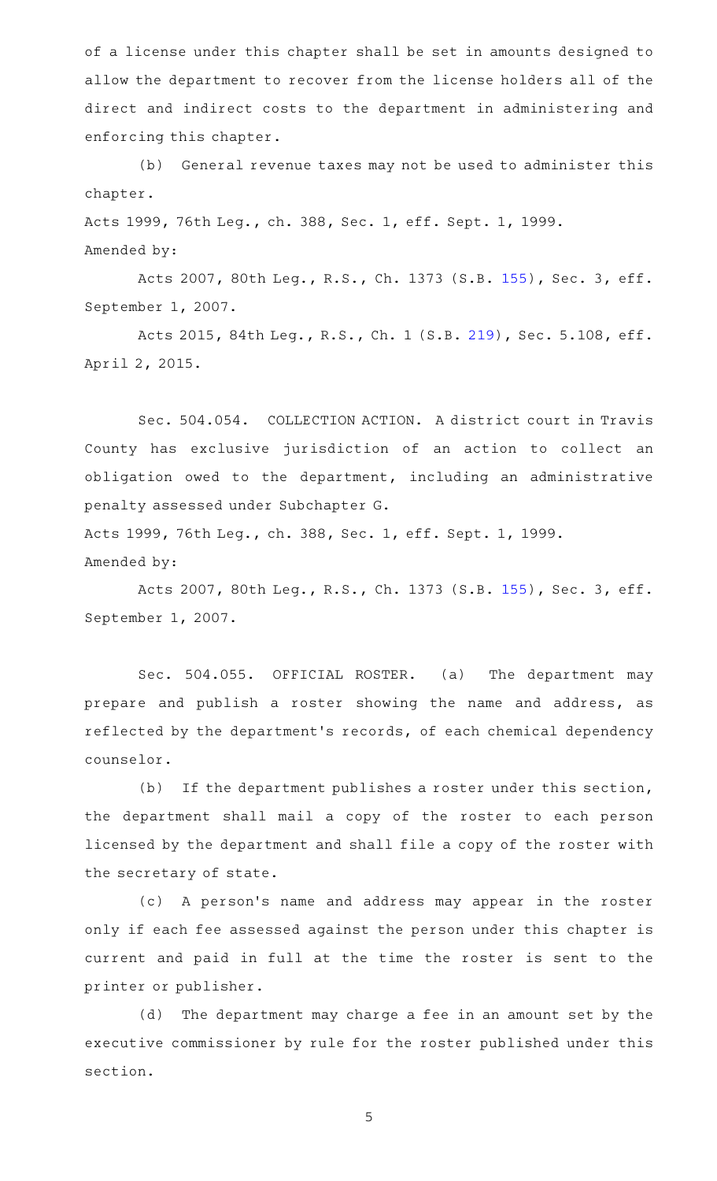of a license under this chapter shall be set in amounts designed to allow the department to recover from the license holders all of the direct and indirect costs to the department in administering and enforcing this chapter.

(b) General revenue taxes may not be used to administer this chapter.

Acts 1999, 76th Leg., ch. 388, Sec. 1, eff. Sept. 1, 1999.
Amended by:

Acts 2007, 80th Leg., R.S., Ch. 1373 (S.B. 155), Sec. 3, eff. September 1, 2007.

Acts 2015, 84th Leg., R.S., Ch. 1 (S.B. 219), Sec. 5.108, eff. April 2, 2015.

Sec. 504.054. COLLECTION ACTION. A district court in Travis County has exclusive jurisdiction of an action to collect an obligation owed to the department, including an administrative penalty assessed under Subchapter G.

Acts 1999, 76th Leg., ch. 388, Sec. 1, eff. Sept. 1, 1999.
Amended by:

Acts 2007, 80th Leg., R.S., Ch. 1373 (S.B. 155), Sec. 3, eff. September 1, 2007.

Sec. 504.055. OFFICIAL ROSTER. (a) The department may prepare and publish a roster showing the name and address, as reflected by the department's records, of each chemical dependency counselor.

(b) If the department publishes a roster under this section, the department shall mail a copy of the roster to each person licensed by the department and shall file a copy of the roster with the secretary of state.

(c) A person's name and address may appear in the roster only if each fee assessed against the person under this chapter is current and paid in full at the time the roster is sent to the printer or publisher.

(d) The department may charge a fee in an amount set by the executive commissioner by rule for the roster published under this section.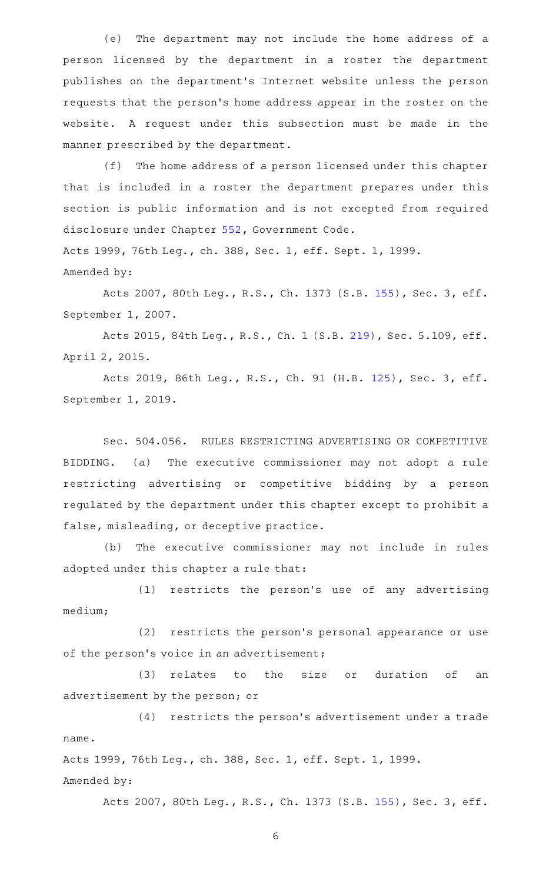(e) The department may not include the home address of a person licensed by the department in a roster the department publishes on the department's Internet website unless the person requests that the person's home address appear in the roster on the website. A request under this subsection must be made in the manner prescribed by the department.

(f) The home address of a person licensed under this chapter that is included in a roster the department prepares under this section is public information and is not excepted from required disclosure under Chapter 552, Government Code.

Acts 1999, 76th Leg., ch. 388, Sec. 1, eff. Sept. 1, 1999.

Amended by:

Acts 2007, 80th Leg., R.S., Ch. 1373 (S.B. 155), Sec. 3, eff. September 1, 2007.

Acts 2015, 84th Leg., R.S., Ch. 1 (S.B. 219), Sec. 5.109, eff. April 2, 2015.

Acts 2019, 86th Leg., R.S., Ch. 91 (H.B. 125), Sec. 3, eff. September 1, 2019.

Sec. 504.056. RULES RESTRICTING ADVERTISING OR COMPETITIVE BIDDING. (a) The executive commissioner may not adopt a rule restricting advertising or competitive bidding by a person regulated by the department under this chapter except to prohibit a false, misleading, or deceptive practice.

(b) The executive commissioner may not include in rules adopted under this chapter a rule that:

(1) restricts the person's use of any advertising medium;

(2) restricts the person's personal appearance or use of the person's voice in an advertisement;

(3) relates to the size or duration of an advertisement by the person; or

(4) restricts the person's advertisement under a trade name.

Acts 1999, 76th Leg., ch. 388, Sec. 1, eff. Sept. 1, 1999.

Amended by:

Acts 2007, 80th Leg., R.S., Ch. 1373 (S.B. 155), Sec. 3, eff.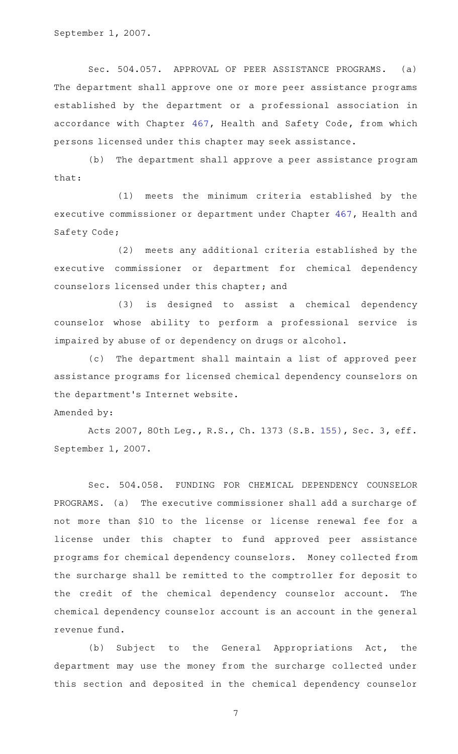September 1, 2007.

Sec. 504.057. APPROVAL OF PEER ASSISTANCE PROGRAMS. (a) The department shall approve one or more peer assistance programs established by the department or a professional association in accordance with Chapter 467, Health and Safety Code, from which persons licensed under this chapter may seek assistance.

(b) The department shall approve a peer assistance program that:

(1) meets the minimum criteria established by the executive commissioner or department under Chapter 467, Health and Safety Code;

(2) meets any additional criteria established by the executive commissioner or department for chemical dependency counselors licensed under this chapter; and

(3) is designed to assist a chemical dependency counselor whose ability to perform a professional service is impaired by abuse of or dependency on drugs or alcohol.

(c) The department shall maintain a list of approved peer assistance programs for licensed chemical dependency counselors on the department's Internet website.

Amended by:

Acts 2007, 80th Leg., R.S., Ch. 1373 (S.B. 155), Sec. 3, eff. September 1, 2007.

Sec. 504.058. FUNDING FOR CHEMICAL DEPENDENCY COUNSELOR PROGRAMS. (a) The executive commissioner shall add a surcharge of not more than $10 to the license or license renewal fee for a license under this chapter to fund approved peer assistance programs for chemical dependency counselors. Money collected from the surcharge shall be remitted to the comptroller for deposit to the credit of the chemical dependency counselor account. The chemical dependency counselor account is an account in the general revenue fund.

(b) Subject to the General Appropriations Act, the department may use the money from the surcharge collected under this section and deposited in the chemical dependency counselor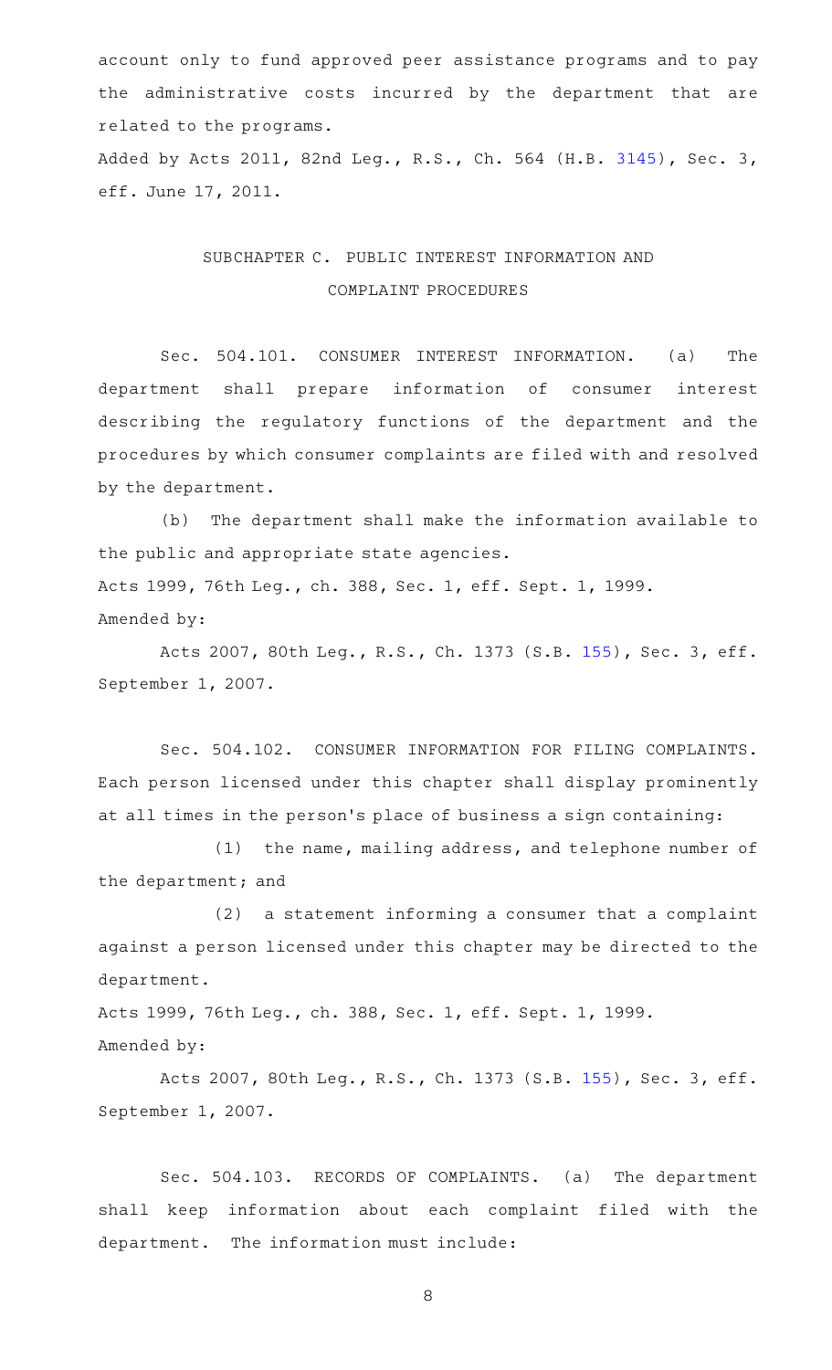account only to fund approved peer assistance programs and to pay the administrative costs incurred by the department that are related to the programs.

Added by Acts 2011, 82nd Leg., R.S., Ch. 564 (H.B. 3145), Sec. 3, eff. June 17, 2011.

## SUBCHAPTER C. PUBLIC INTEREST INFORMATION AND COMPLAINT PROCEDURES

Sec. 504.101. CONSUMER INTEREST INFORMATION. (a) The department shall prepare information of consumer interest describing the regulatory functions of the department and the procedures by which consumer complaints are filed with and resolved by the department.

(b) The department shall make the information available to the public and appropriate state agencies.

Acts 1999, 76th Leg., ch. 388, Sec. 1, eff. Sept. 1, 1999.

Amended by:

Acts 2007, 80th Leg., R.S., Ch. 1373 (S.B. 155), Sec. 3, eff. September 1, 2007.

Sec. 504.102. CONSUMER INFORMATION FOR FILING COMPLAINTS. Each person licensed under this chapter shall display prominently at all times in the person's place of business a sign containing:

(1) the name, mailing address, and telephone number of the department; and

(2) a statement informing a consumer that a complaint against a person licensed under this chapter may be directed to the department.

Acts 1999, 76th Leg., ch. 388, Sec. 1, eff. Sept. 1, 1999.

Amended by:

Acts 2007, 80th Leg., R.S., Ch. 1373 (S.B. 155), Sec. 3, eff. September 1, 2007.

Sec. 504.103. RECORDS OF COMPLAINTS. (a) The department shall keep information about each complaint filed with the department. The information must include: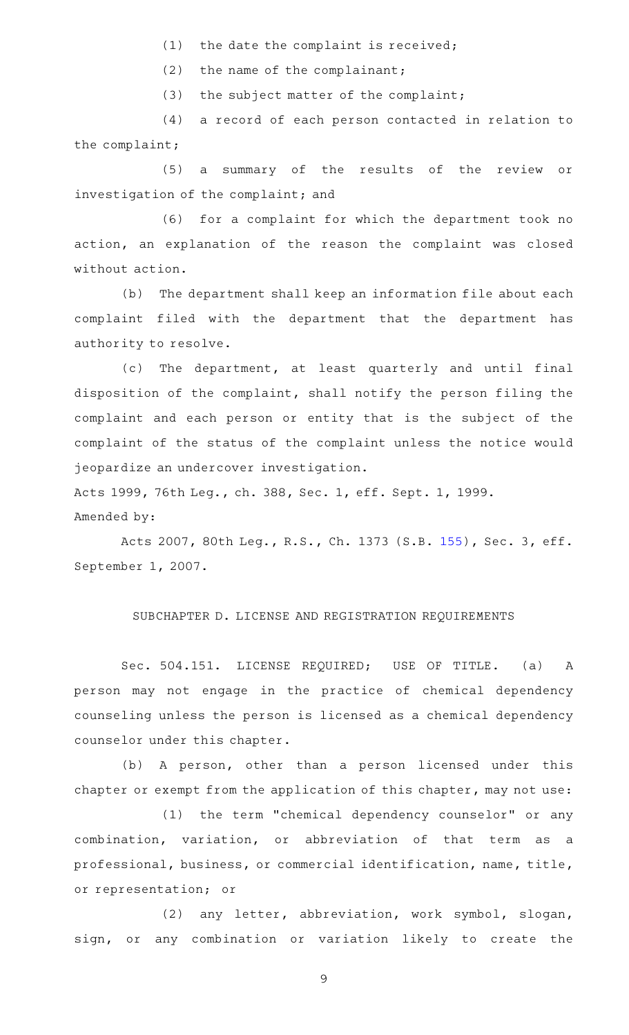(1) the date the complaint is received;

(2) the name of the complainant;

(3) the subject matter of the complaint;

(4) a record of each person contacted in relation to the complaint;

(5) a summary of the results of the review or investigation of the complaint; and

(6) for a complaint for which the department took no action, an explanation of the reason the complaint was closed without action.

(b) The department shall keep an information file about each complaint filed with the department that the department has authority to resolve.

(c) The department, at least quarterly and until final disposition of the complaint, shall notify the person filing the complaint and each person or entity that is the subject of the complaint of the status of the complaint unless the notice would jeopardize an undercover investigation.

Acts 1999, 76th Leg., ch. 388, Sec. 1, eff. Sept. 1, 1999.

Amended by:

Acts 2007, 80th Leg., R.S., Ch. 1373 (S.B. 155), Sec. 3, eff. September 1, 2007.

## SUBCHAPTER D. LICENSE AND REGISTRATION REQUIREMENTS

Sec. 504.151. LICENSE REQUIRED; USE OF TITLE. (a) A person may not engage in the practice of chemical dependency counseling unless the person is licensed as a chemical dependency counselor under this chapter.

(b) A person, other than a person licensed under this chapter or exempt from the application of this chapter, may not use:

(1) the term "chemical dependency counselor" or any combination, variation, or abbreviation of that term as a professional, business, or commercial identification, name, title, or representation; or

(2) any letter, abbreviation, work symbol, slogan, sign, or any combination or variation likely to create the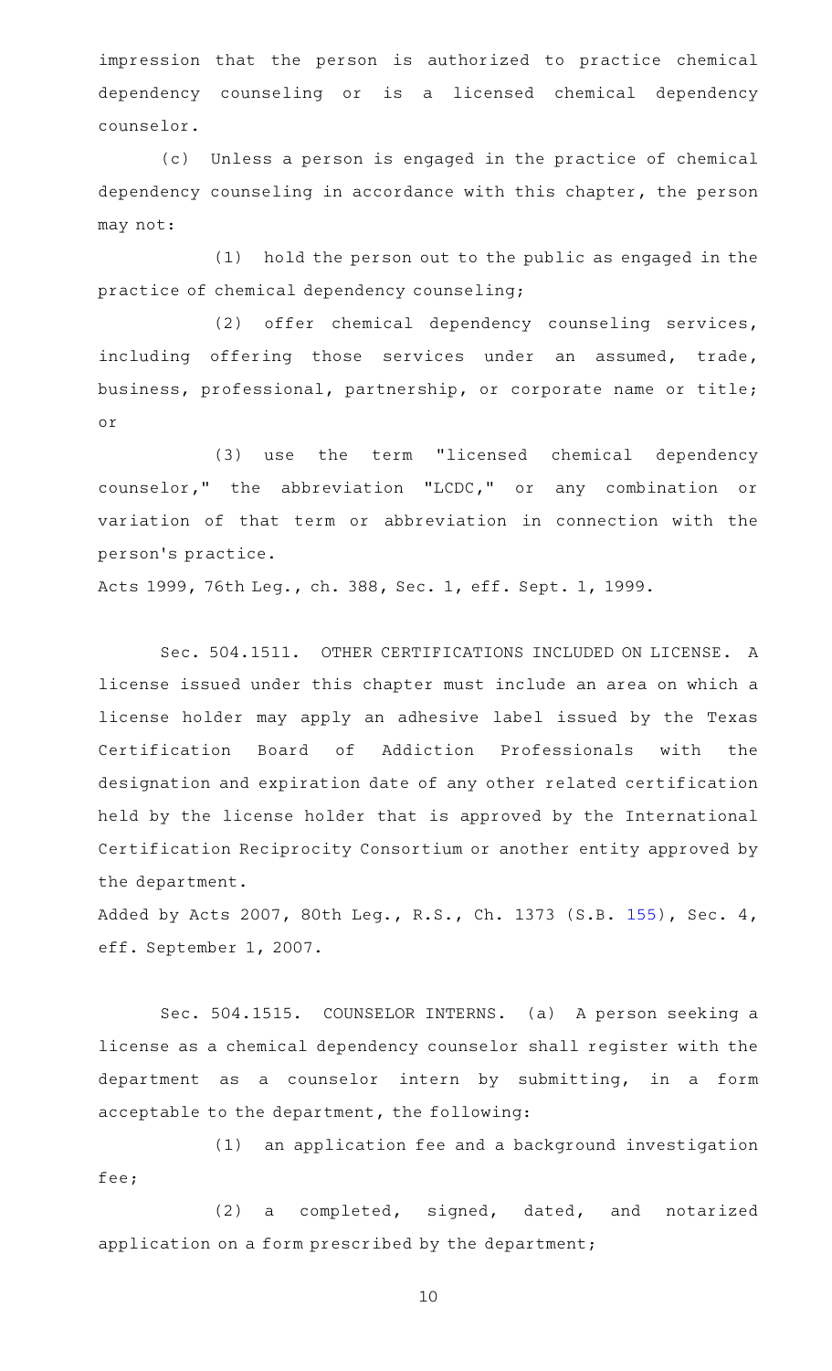impression that the person is authorized to practice chemical dependency counseling or is a licensed chemical dependency counselor.

(c) Unless a person is engaged in the practice of chemical dependency counseling in accordance with this chapter, the person may not:

(1) hold the person out to the public as engaged in the practice of chemical dependency counseling;

(2) offer chemical dependency counseling services, including offering those services under an assumed, trade, business, professional, partnership, or corporate name or title; or

(3) use the term "licensed chemical dependency counselor," the abbreviation "LCDC," or any combination or variation of that term or abbreviation in connection with the person's practice.

Acts 1999, 76th Leg., ch. 388, Sec. 1, eff. Sept. 1, 1999.

Sec. 504.1511. OTHER CERTIFICATIONS INCLUDED ON LICENSE. A license issued under this chapter must include an area on which a license holder may apply an adhesive label issued by the Texas Certification Board of Addiction Professionals with the designation and expiration date of any other related certification held by the license holder that is approved by the International Certification Reciprocity Consortium or another entity approved by the department.

Added by Acts 2007, 80th Leg., R.S., Ch. 1373 (S.B. 155), Sec. 4, eff. September 1, 2007.

Sec. 504.1515. COUNSELOR INTERNS. (a) A person seeking a license as a chemical dependency counselor shall register with the department as a counselor intern by submitting, in a form acceptable to the department, the following:

(1) an application fee and a background investigation fee;

(2) a completed, signed, dated, and notarized application on a form prescribed by the department;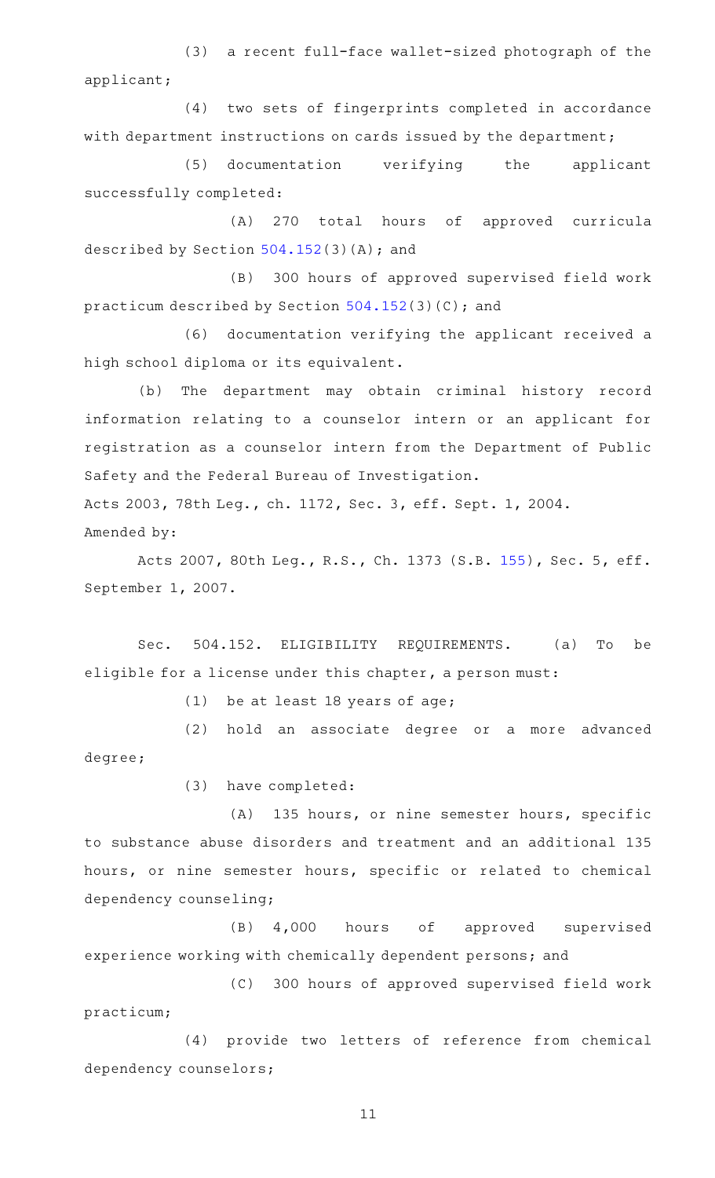(3) a recent full-face wallet-sized photograph of the applicant;

(4) two sets of fingerprints completed in accordance with department instructions on cards issued by the department;

(5) documentation verifying the applicant successfully completed:

(A) 270 total hours of approved curricula described by Section 504.152(3)(A); and

(B) 300 hours of approved supervised field work practicum described by Section 504.152(3)(C); and

(6) documentation verifying the applicant received a high school diploma or its equivalent.

(b) The department may obtain criminal history record information relating to a counselor intern or an applicant for registration as a counselor intern from the Department of Public Safety and the Federal Bureau of Investigation.

Acts 2003, 78th Leg., ch. 1172, Sec. 3, eff. Sept. 1, 2004.

Amended by:

Acts 2007, 80th Leg., R.S., Ch. 1373 (S.B. 155), Sec. 5, eff. September 1, 2007.

Sec. 504.152. ELIGIBILITY REQUIREMENTS. (a) To be eligible for a license under this chapter, a person must:

(1) be at least 18 years of age;

(2) hold an associate degree or a more advanced degree;

(3) have completed:

(A) 135 hours, or nine semester hours, specific to substance abuse disorders and treatment and an additional 135 hours, or nine semester hours, specific or related to chemical dependency counseling;

(B) 4,000 hours of approved supervised experience working with chemically dependent persons; and

(C) 300 hours of approved supervised field work practicum;

(4) provide two letters of reference from chemical dependency counselors;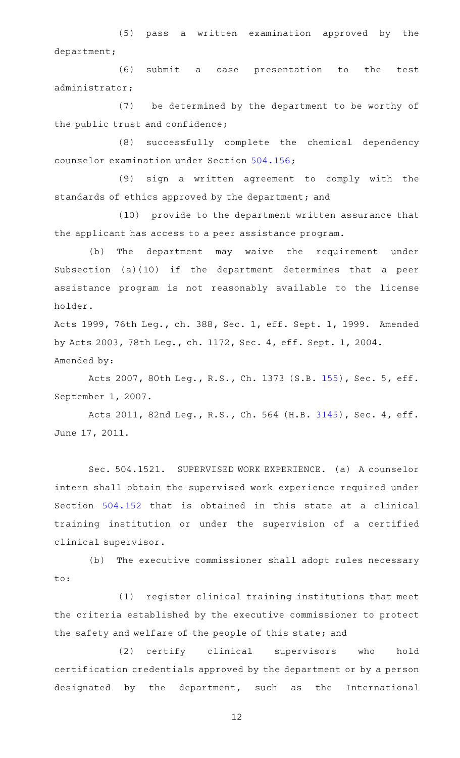(5) pass a written examination approved by the department;

(6) submit a case presentation to the test administrator;

(7) be determined by the department to be worthy of the public trust and confidence;

(8) successfully complete the chemical dependency counselor examination under Section 504.156;

(9) sign a written agreement to comply with the standards of ethics approved by the department; and

(10) provide to the department written assurance that the applicant has access to a peer assistance program.

(b) The department may waive the requirement under Subsection (a)(10) if the department determines that a peer assistance program is not reasonably available to the license holder.

Acts 1999, 76th Leg., ch. 388, Sec. 1, eff. Sept. 1, 1999. Amended by Acts 2003, 78th Leg., ch. 1172, Sec. 4, eff. Sept. 1, 2004.

Amended by:

Acts 2007, 80th Leg., R.S., Ch. 1373 (S.B. 155), Sec. 5, eff. September 1, 2007.

Acts 2011, 82nd Leg., R.S., Ch. 564 (H.B. 3145), Sec. 4, eff. June 17, 2011.

Sec. 504.1521. SUPERVISED WORK EXPERIENCE. (a) A counselor intern shall obtain the supervised work experience required under Section 504.152 that is obtained in this state at a clinical training institution or under the supervision of a certified clinical supervisor.

(b) The executive commissioner shall adopt rules necessary to:

(1) register clinical training institutions that meet the criteria established by the executive commissioner to protect the safety and welfare of the people of this state; and

(2) certify clinical supervisors who hold certification credentials approved by the department or by a person designated by the department, such as the International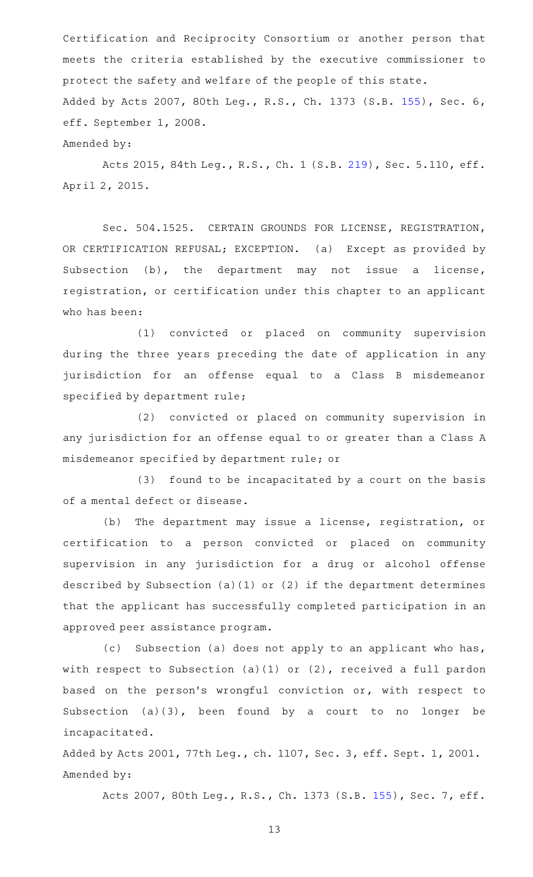Certification and Reciprocity Consortium or another person that meets the criteria established by the executive commissioner to protect the safety and welfare of the people of this state.

Added by Acts 2007, 80th Leg., R.S., Ch. 1373 (S.B. 155), Sec. 6, eff. September 1, 2008.

Amended by:

Acts 2015, 84th Leg., R.S., Ch. 1 (S.B. 219), Sec. 5.110, eff. April 2, 2015.

Sec. 504.1525. CERTAIN GROUNDS FOR LICENSE, REGISTRATION, OR CERTIFICATION REFUSAL; EXCEPTION. (a) Except as provided by Subsection (b), the department may not issue a license, registration, or certification under this chapter to an applicant who has been:

(1) convicted or placed on community supervision during the three years preceding the date of application in any jurisdiction for an offense equal to a Class B misdemeanor specified by department rule;

(2) convicted or placed on community supervision in any jurisdiction for an offense equal to or greater than a Class A misdemeanor specified by department rule; or

(3) found to be incapacitated by a court on the basis of a mental defect or disease.

(b) The department may issue a license, registration, or certification to a person convicted or placed on community supervision in any jurisdiction for a drug or alcohol offense described by Subsection (a)(1) or (2) if the department determines that the applicant has successfully completed participation in an approved peer assistance program.

(c) Subsection (a) does not apply to an applicant who has, with respect to Subsection (a)(1) or (2), received a full pardon based on the person's wrongful conviction or, with respect to Subsection (a)(3), been found by a court to no longer be incapacitated.

Added by Acts 2001, 77th Leg., ch. 1107, Sec. 3, eff. Sept. 1, 2001.

Amended by:

Acts 2007, 80th Leg., R.S., Ch. 1373 (S.B. 155), Sec. 7, eff.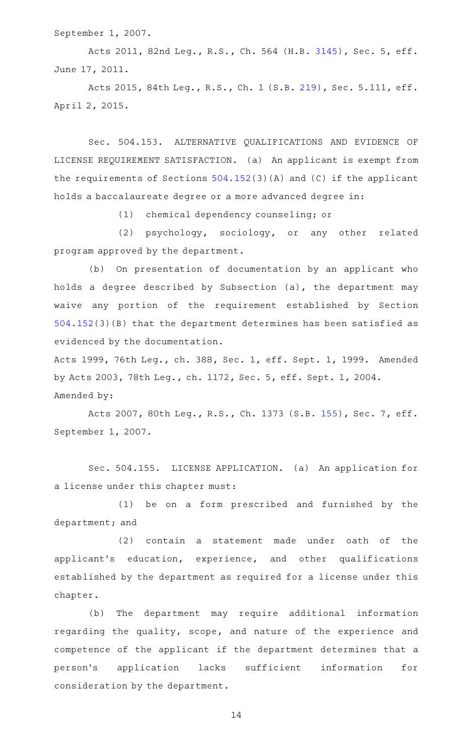September 1, 2007.

Acts 2011, 82nd Leg., R.S., Ch. 564 (H.B. 3145), Sec. 5, eff. June 17, 2011.

Acts 2015, 84th Leg., R.S., Ch. 1 (S.B. 219), Sec. 5.111, eff. April 2, 2015.

Sec. 504.153. ALTERNATIVE QUALIFICATIONS AND EVIDENCE OF LICENSE REQUIREMENT SATISFACTION. (a) An applicant is exempt from the requirements of Sections 504.152(3)(A) and (C) if the applicant holds a baccalaureate degree or a more advanced degree in:

(1) chemical dependency counseling; or

(2) psychology, sociology, or any other related program approved by the department.

(b) On presentation of documentation by an applicant who holds a degree described by Subsection (a), the department may waive any portion of the requirement established by Section 504.152(3)(B) that the department determines has been satisfied as evidenced by the documentation.

Acts 1999, 76th Leg., ch. 388, Sec. 1, eff. Sept. 1, 1999. Amended by Acts 2003, 78th Leg., ch. 1172, Sec. 5, eff. Sept. 1, 2004.

Amended by:

Acts 2007, 80th Leg., R.S., Ch. 1373 (S.B. 155), Sec. 7, eff. September 1, 2007.

Sec. 504.155. LICENSE APPLICATION. (a) An application for a license under this chapter must:

(1) be on a form prescribed and furnished by the department; and

(2) contain a statement made under oath of the applicant's education, experience, and other qualifications established by the department as required for a license under this chapter.

(b) The department may require additional information regarding the quality, scope, and nature of the experience and competence of the applicant if the department determines that a person's application lacks sufficient information for consideration by the department.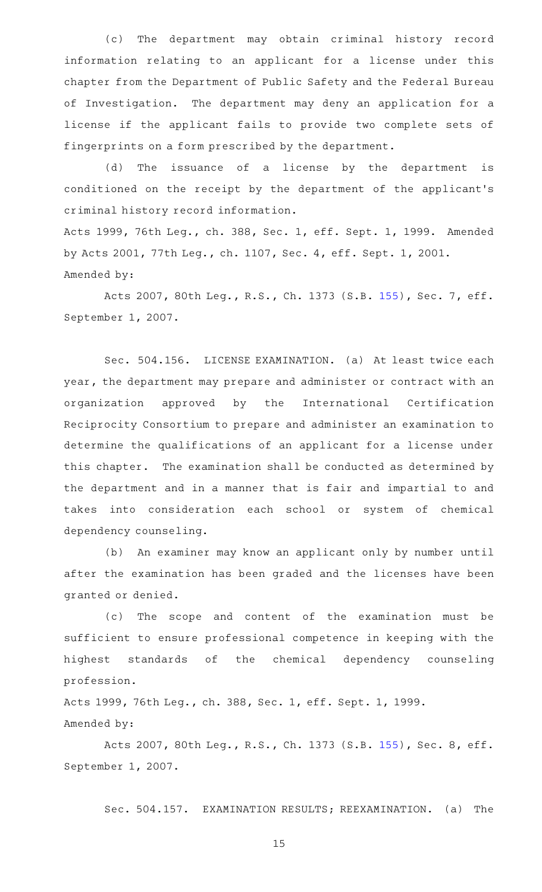(c) The department may obtain criminal history record information relating to an applicant for a license under this chapter from the Department of Public Safety and the Federal Bureau of Investigation. The department may deny an application for a license if the applicant fails to provide two complete sets of fingerprints on a form prescribed by the department.

(d) The issuance of a license by the department is conditioned on the receipt by the department of the applicant's criminal history record information.

Acts 1999, 76th Leg., ch. 388, Sec. 1, eff. Sept. 1, 1999. Amended by Acts 2001, 77th Leg., ch. 1107, Sec. 4, eff. Sept. 1, 2001.
Amended by:

Acts 2007, 80th Leg., R.S., Ch. 1373 (S.B. 155), Sec. 7, eff. September 1, 2007.

Sec. 504.156. LICENSE EXAMINATION. (a) At least twice each year, the department may prepare and administer or contract with an organization approved by the International Certification Reciprocity Consortium to prepare and administer an examination to determine the qualifications of an applicant for a license under this chapter. The examination shall be conducted as determined by the department and in a manner that is fair and impartial to and takes into consideration each school or system of chemical dependency counseling.

(b) An examiner may know an applicant only by number until after the examination has been graded and the licenses have been granted or denied.

(c) The scope and content of the examination must be sufficient to ensure professional competence in keeping with the highest standards of the chemical dependency counseling profession.

Acts 1999, 76th Leg., ch. 388, Sec. 1, eff. Sept. 1, 1999.
Amended by:

Acts 2007, 80th Leg., R.S., Ch. 1373 (S.B. 155), Sec. 8, eff. September 1, 2007.

Sec. 504.157. EXAMINATION RESULTS; REEXAMINATION. (a) The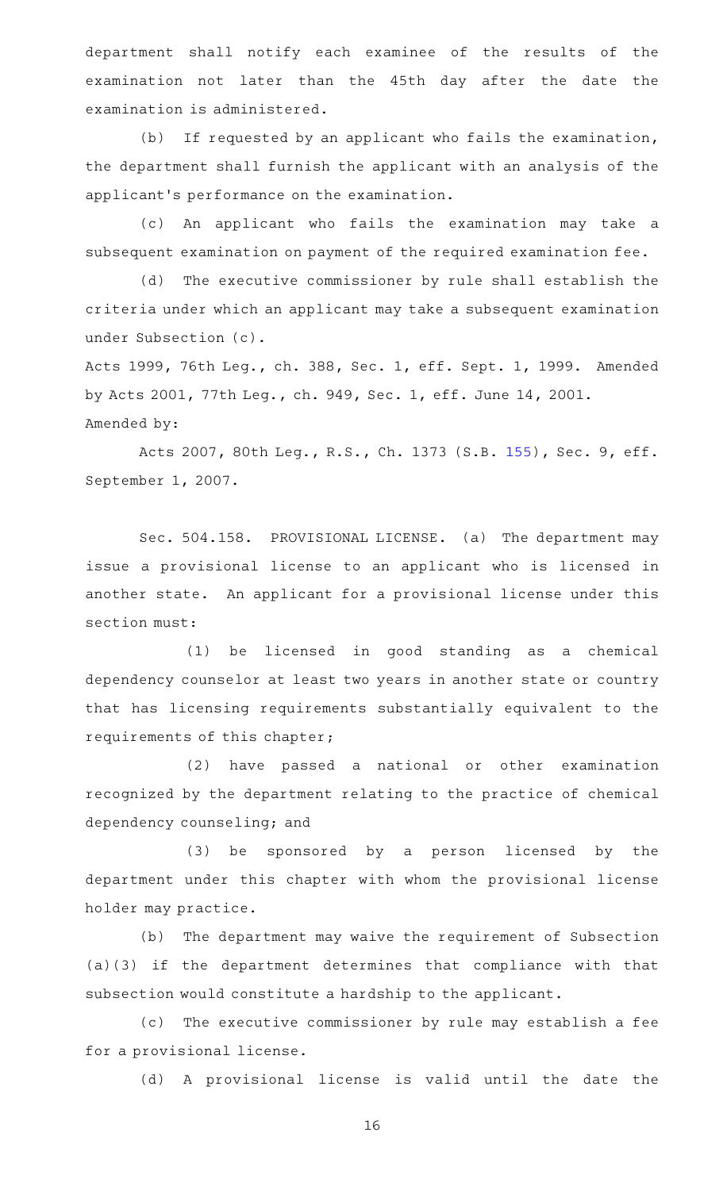department shall notify each examinee of the results of the examination not later than the 45th day after the date the examination is administered.

(b) If requested by an applicant who fails the examination, the department shall furnish the applicant with an analysis of the applicant's performance on the examination.

(c) An applicant who fails the examination may take a subsequent examination on payment of the required examination fee.

(d) The executive commissioner by rule shall establish the criteria under which an applicant may take a subsequent examination under Subsection (c).

Acts 1999, 76th Leg., ch. 388, Sec. 1, eff. Sept. 1, 1999. Amended by Acts 2001, 77th Leg., ch. 949, Sec. 1, eff. June 14, 2001.

Amended by:

Acts 2007, 80th Leg., R.S., Ch. 1373 (S.B. 155), Sec. 9, eff. September 1, 2007.

Sec. 504.158. PROVISIONAL LICENSE. (a) The department may issue a provisional license to an applicant who is licensed in another state. An applicant for a provisional license under this section must:

(1) be licensed in good standing as a chemical dependency counselor at least two years in another state or country that has licensing requirements substantially equivalent to the requirements of this chapter;

(2) have passed a national or other examination recognized by the department relating to the practice of chemical dependency counseling; and

(3) be sponsored by a person licensed by the department under this chapter with whom the provisional license holder may practice.

(b) The department may waive the requirement of Subsection (a)(3) if the department determines that compliance with that subsection would constitute a hardship to the applicant.

(c) The executive commissioner by rule may establish a fee for a provisional license.

(d) A provisional license is valid until the date the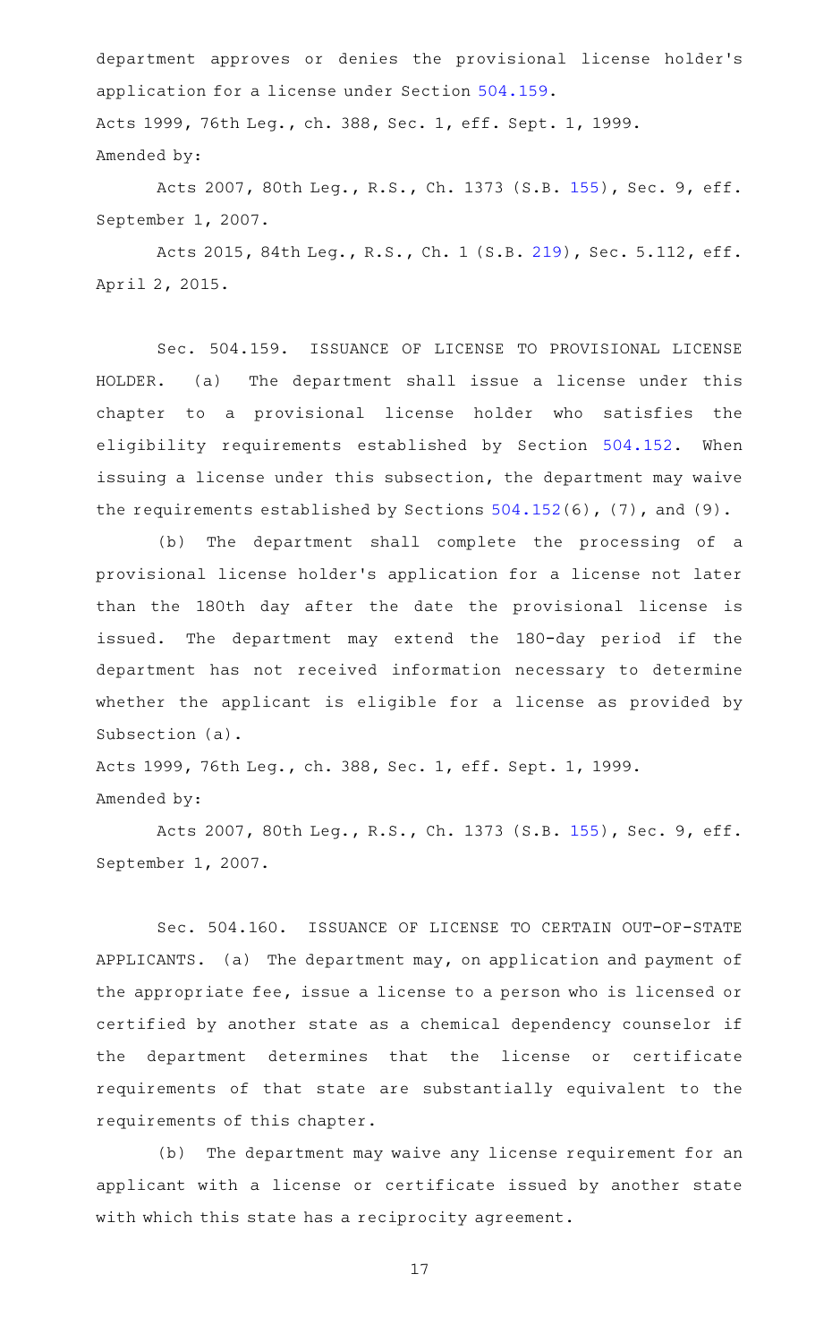department approves or denies the provisional license holder's application for a license under Section 504.159.

Acts 1999, 76th Leg., ch. 388, Sec. 1, eff. Sept. 1, 1999.

Amended by:

Acts 2007, 80th Leg., R.S., Ch. 1373 (S.B. 155), Sec. 9, eff. September 1, 2007.

Acts 2015, 84th Leg., R.S., Ch. 1 (S.B. 219), Sec. 5.112, eff. April 2, 2015.

Sec. 504.159. ISSUANCE OF LICENSE TO PROVISIONAL LICENSE HOLDER. (a) The department shall issue a license under this chapter to a provisional license holder who satisfies the eligibility requirements established by Section 504.152. When issuing a license under this subsection, the department may waive the requirements established by Sections 504.152(6), (7), and (9).

(b) The department shall complete the processing of a provisional license holder's application for a license not later than the 180th day after the date the provisional license is issued. The department may extend the 180-day period if the department has not received information necessary to determine whether the applicant is eligible for a license as provided by Subsection (a).

Acts 1999, 76th Leg., ch. 388, Sec. 1, eff. Sept. 1, 1999.

Amended by:

Acts 2007, 80th Leg., R.S., Ch. 1373 (S.B. 155), Sec. 9, eff. September 1, 2007.

Sec. 504.160. ISSUANCE OF LICENSE TO CERTAIN OUT-OF-STATE APPLICANTS. (a) The department may, on application and payment of the appropriate fee, issue a license to a person who is licensed or certified by another state as a chemical dependency counselor if the department determines that the license or certificate requirements of that state are substantially equivalent to the requirements of this chapter.

(b) The department may waive any license requirement for an applicant with a license or certificate issued by another state with which this state has a reciprocity agreement.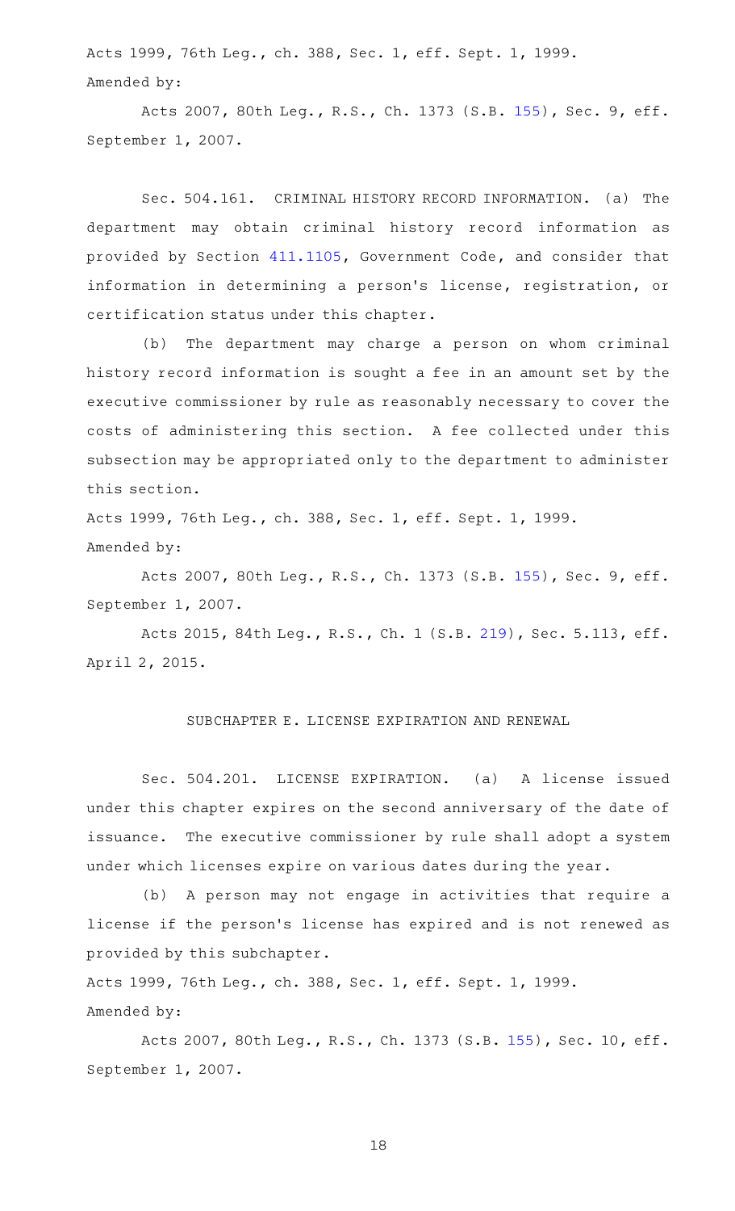Acts 1999, 76th Leg., ch. 388, Sec. 1, eff. Sept. 1, 1999.
Amended by:

Acts 2007, 80th Leg., R.S., Ch. 1373 (S.B. 155), Sec. 9, eff. September 1, 2007.

Sec. 504.161. CRIMINAL HISTORY RECORD INFORMATION. (a) The department may obtain criminal history record information as provided by Section 411.1105, Government Code, and consider that information in determining a person's license, registration, or certification status under this chapter.

(b) The department may charge a person on whom criminal history record information is sought a fee in an amount set by the executive commissioner by rule as reasonably necessary to cover the costs of administering this section. A fee collected under this subsection may be appropriated only to the department to administer this section.

Acts 1999, 76th Leg., ch. 388, Sec. 1, eff. Sept. 1, 1999.
Amended by:

Acts 2007, 80th Leg., R.S., Ch. 1373 (S.B. 155), Sec. 9, eff. September 1, 2007.

Acts 2015, 84th Leg., R.S., Ch. 1 (S.B. 219), Sec. 5.113, eff. April 2, 2015.

SUBCHAPTER E. LICENSE EXPIRATION AND RENEWAL

Sec. 504.201. LICENSE EXPIRATION. (a) A license issued under this chapter expires on the second anniversary of the date of issuance. The executive commissioner by rule shall adopt a system under which licenses expire on various dates during the year.

(b) A person may not engage in activities that require a license if the person's license has expired and is not renewed as provided by this subchapter.

Acts 1999, 76th Leg., ch. 388, Sec. 1, eff. Sept. 1, 1999.
Amended by:

Acts 2007, 80th Leg., R.S., Ch. 1373 (S.B. 155), Sec. 10, eff. September 1, 2007.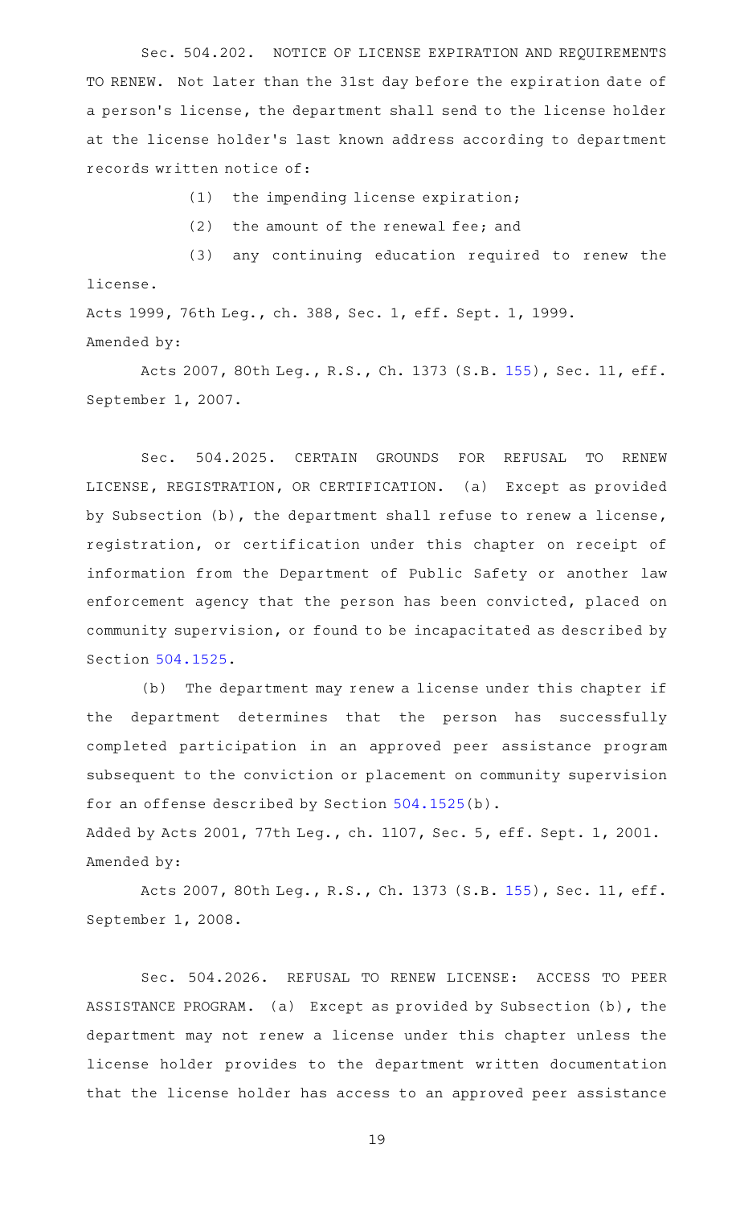Sec. 504.202. NOTICE OF LICENSE EXPIRATION AND REQUIREMENTS TO RENEW. Not later than the 31st day before the expiration date of a person's license, the department shall send to the license holder at the license holder's last known address according to department records written notice of:

(1) the impending license expiration;

(2) the amount of the renewal fee; and

(3) any continuing education required to renew the license.

Acts 1999, 76th Leg., ch. 388, Sec. 1, eff. Sept. 1, 1999.
Amended by:

Acts 2007, 80th Leg., R.S., Ch. 1373 (S.B. 155), Sec. 11, eff. September 1, 2007.

Sec. 504.2025. CERTAIN GROUNDS FOR REFUSAL TO RENEW LICENSE, REGISTRATION, OR CERTIFICATION. (a) Except as provided by Subsection (b), the department shall refuse to renew a license, registration, or certification under this chapter on receipt of information from the Department of Public Safety or another law enforcement agency that the person has been convicted, placed on community supervision, or found to be incapacitated as described by Section 504.1525.

(b) The department may renew a license under this chapter if the department determines that the person has successfully completed participation in an approved peer assistance program subsequent to the conviction or placement on community supervision for an offense described by Section 504.1525(b).

Added by Acts 2001, 77th Leg., ch. 1107, Sec. 5, eff. Sept. 1, 2001.
Amended by:

Acts 2007, 80th Leg., R.S., Ch. 1373 (S.B. 155), Sec. 11, eff. September 1, 2008.

Sec. 504.2026. REFUSAL TO RENEW LICENSE: ACCESS TO PEER ASSISTANCE PROGRAM. (a) Except as provided by Subsection (b), the department may not renew a license under this chapter unless the license holder provides to the department written documentation that the license holder has access to an approved peer assistance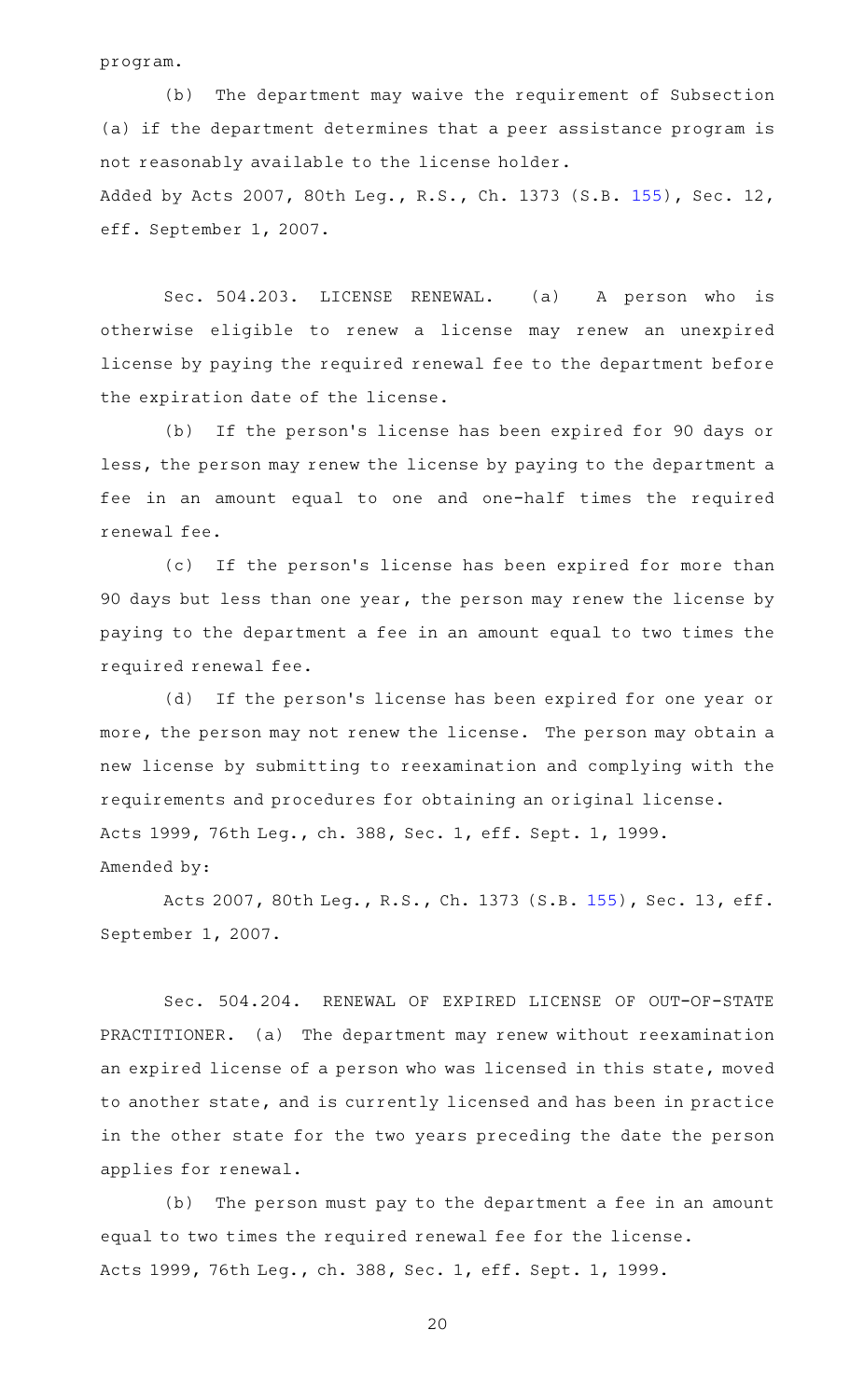program.

(b) The department may waive the requirement of Subsection (a) if the department determines that a peer assistance program is not reasonably available to the license holder.

Added by Acts 2007, 80th Leg., R.S., Ch. 1373 (S.B. 155), Sec. 12, eff. September 1, 2007.

Sec. 504.203. LICENSE RENEWAL. (a) A person who is otherwise eligible to renew a license may renew an unexpired license by paying the required renewal fee to the department before the expiration date of the license.

(b) If the person's license has been expired for 90 days or less, the person may renew the license by paying to the department a fee in an amount equal to one and one-half times the required renewal fee.

(c) If the person's license has been expired for more than 90 days but less than one year, the person may renew the license by paying to the department a fee in an amount equal to two times the required renewal fee.

(d) If the person's license has been expired for one year or more, the person may not renew the license. The person may obtain a new license by submitting to reexamination and complying with the requirements and procedures for obtaining an original license.

Acts 1999, 76th Leg., ch. 388, Sec. 1, eff. Sept. 1, 1999.

Amended by:

Acts 2007, 80th Leg., R.S., Ch. 1373 (S.B. 155), Sec. 13, eff. September 1, 2007.

Sec. 504.204. RENEWAL OF EXPIRED LICENSE OF OUT-OF-STATE PRACTITIONER. (a) The department may renew without reexamination an expired license of a person who was licensed in this state, moved to another state, and is currently licensed and has been in practice in the other state for the two years preceding the date the person applies for renewal.

(b) The person must pay to the department a fee in an amount equal to two times the required renewal fee for the license.

Acts 1999, 76th Leg., ch. 388, Sec. 1, eff. Sept. 1, 1999.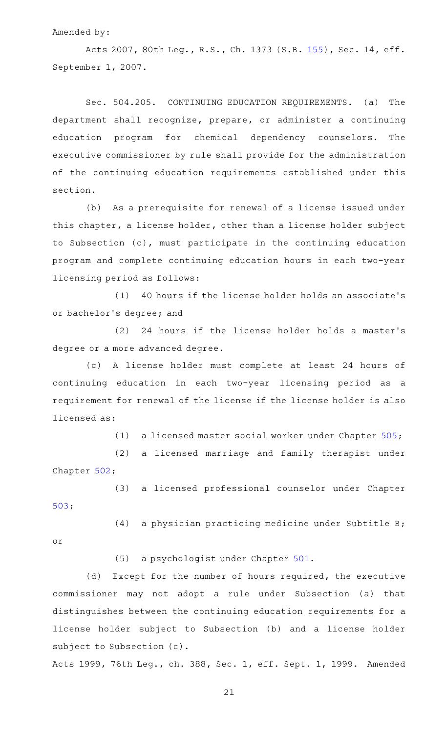Amended by:

Acts 2007, 80th Leg., R.S., Ch. 1373 (S.B. 155), Sec. 14, eff. September 1, 2007.

Sec. 504.205. CONTINUING EDUCATION REQUIREMENTS. (a) The department shall recognize, prepare, or administer a continuing education program for chemical dependency counselors. The executive commissioner by rule shall provide for the administration of the continuing education requirements established under this section.

(b) As a prerequisite for renewal of a license issued under this chapter, a license holder, other than a license holder subject to Subsection (c), must participate in the continuing education program and complete continuing education hours in each two-year licensing period as follows:

(1) 40 hours if the license holder holds an associate's or bachelor's degree; and

(2) 24 hours if the license holder holds a master's degree or a more advanced degree.

(c) A license holder must complete at least 24 hours of continuing education in each two-year licensing period as a requirement for renewal of the license if the license holder is also licensed as:

(1) a licensed master social worker under Chapter 505;

(2) a licensed marriage and family therapist under Chapter 502;

(3) a licensed professional counselor under Chapter 503;

(4) a physician practicing medicine under Subtitle B; or

(5) a psychologist under Chapter 501.

(d) Except for the number of hours required, the executive commissioner may not adopt a rule under Subsection (a) that distinguishes between the continuing education requirements for a license holder subject to Subsection (b) and a license holder subject to Subsection (c).

Acts 1999, 76th Leg., ch. 388, Sec. 1, eff. Sept. 1, 1999. Amended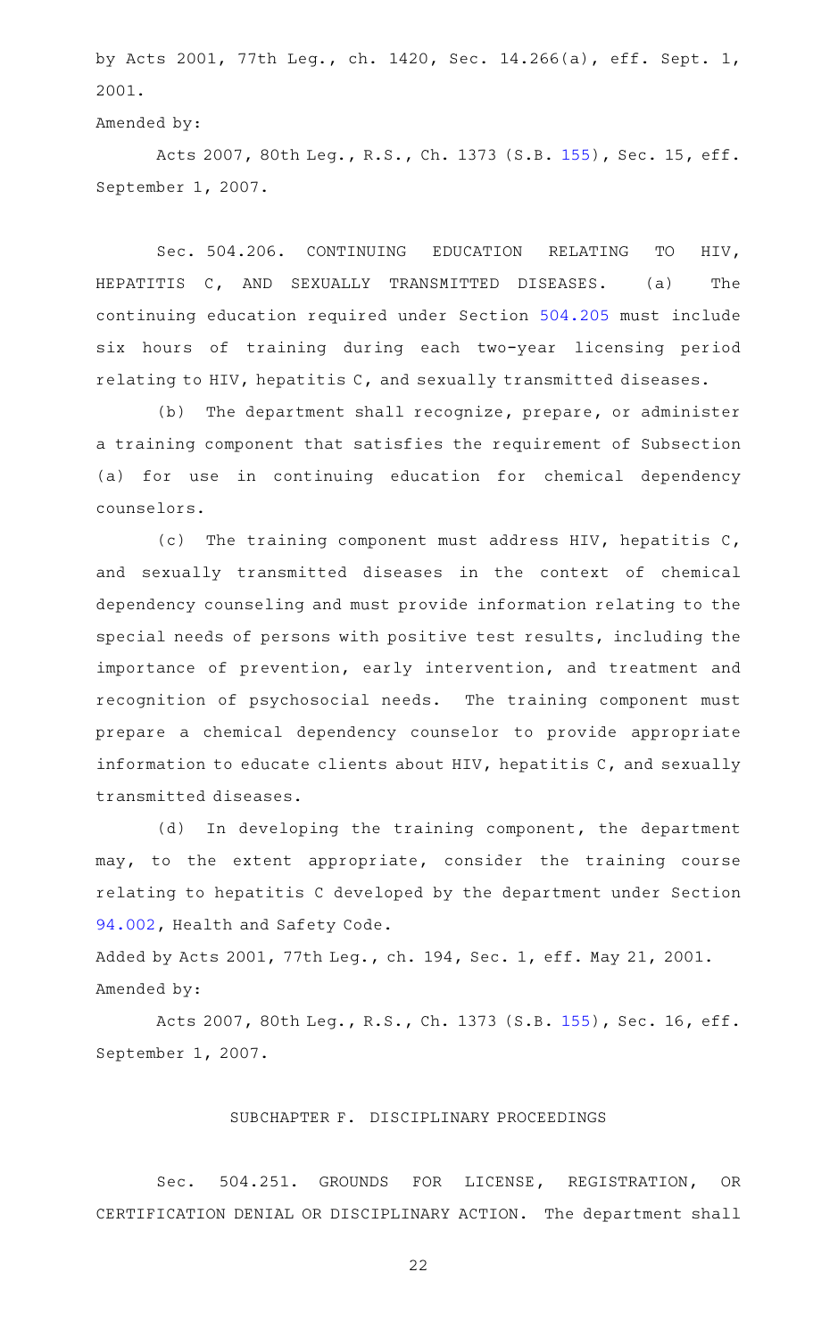by Acts 2001, 77th Leg., ch. 1420, Sec. 14.266(a), eff. Sept. 1, 2001.

Amended by:

Acts 2007, 80th Leg., R.S., Ch. 1373 (S.B. 155), Sec. 15, eff. September 1, 2007.

Sec. 504.206. CONTINUING EDUCATION RELATING TO HIV, HEPATITIS C, AND SEXUALLY TRANSMITTED DISEASES. (a) The continuing education required under Section 504.205 must include six hours of training during each two-year licensing period relating to HIV, hepatitis C, and sexually transmitted diseases.

(b) The department shall recognize, prepare, or administer a training component that satisfies the requirement of Subsection (a) for use in continuing education for chemical dependency counselors.

(c) The training component must address HIV, hepatitis C, and sexually transmitted diseases in the context of chemical dependency counseling and must provide information relating to the special needs of persons with positive test results, including the importance of prevention, early intervention, and treatment and recognition of psychosocial needs. The training component must prepare a chemical dependency counselor to provide appropriate information to educate clients about HIV, hepatitis C, and sexually transmitted diseases.

(d) In developing the training component, the department may, to the extent appropriate, consider the training course relating to hepatitis C developed by the department under Section 94.002, Health and Safety Code.

Added by Acts 2001, 77th Leg., ch. 194, Sec. 1, eff. May 21, 2001.

Amended by:

Acts 2007, 80th Leg., R.S., Ch. 1373 (S.B. 155), Sec. 16, eff. September 1, 2007.

## SUBCHAPTER F. DISCIPLINARY PROCEEDINGS

Sec. 504.251. GROUNDS FOR LICENSE, REGISTRATION, OR CERTIFICATION DENIAL OR DISCIPLINARY ACTION. The department shall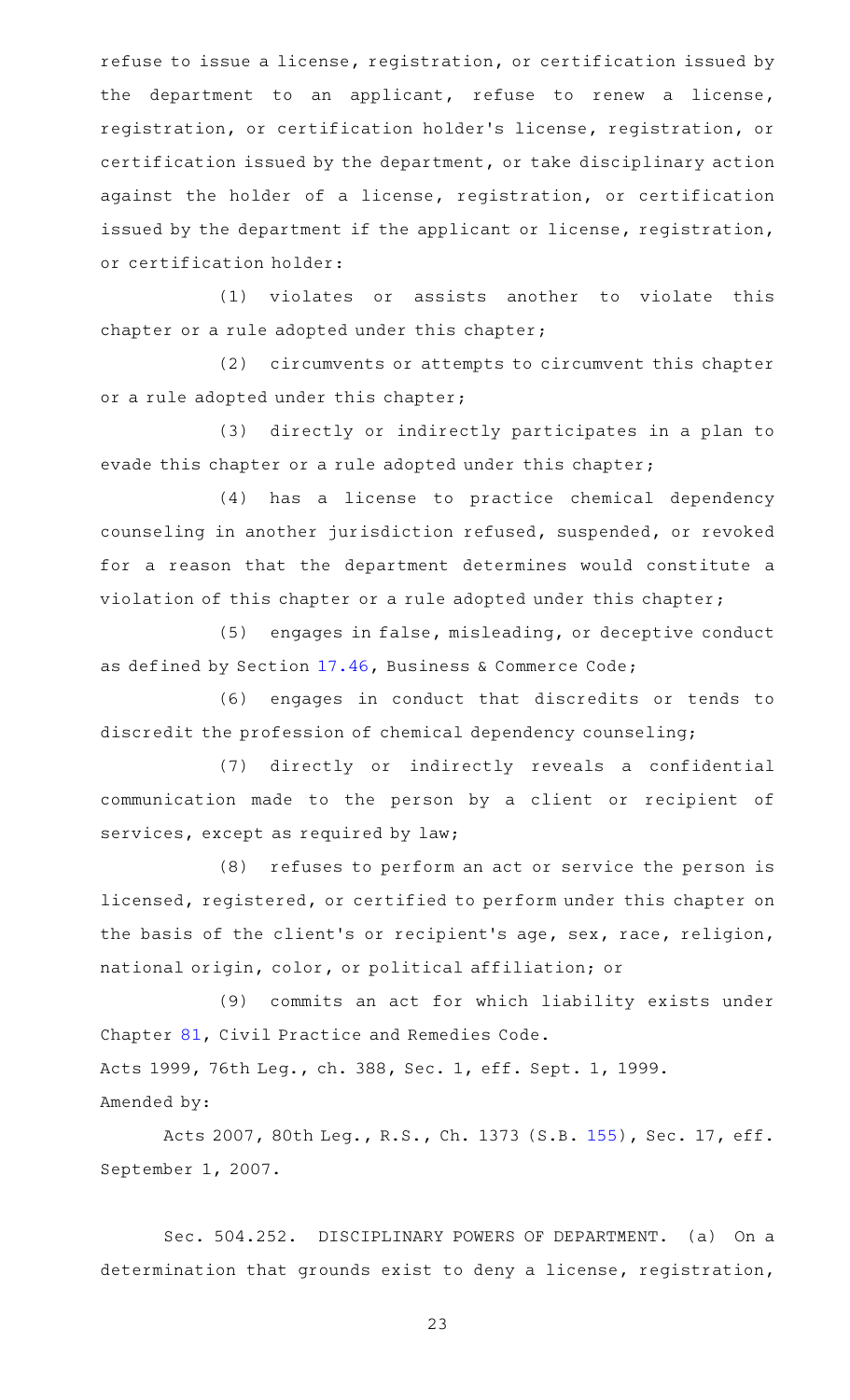refuse to issue a license, registration, or certification issued by the department to an applicant, refuse to renew a license, registration, or certification holder's license, registration, or certification issued by the department, or take disciplinary action against the holder of a license, registration, or certification issued by the department if the applicant or license, registration, or certification holder:

(1) violates or assists another to violate this chapter or a rule adopted under this chapter;

(2) circumvents or attempts to circumvent this chapter or a rule adopted under this chapter;

(3) directly or indirectly participates in a plan to evade this chapter or a rule adopted under this chapter;

(4) has a license to practice chemical dependency counseling in another jurisdiction refused, suspended, or revoked for a reason that the department determines would constitute a violation of this chapter or a rule adopted under this chapter;

(5) engages in false, misleading, or deceptive conduct as defined by Section 17.46, Business & Commerce Code;

(6) engages in conduct that discredits or tends to discredit the profession of chemical dependency counseling;

(7) directly or indirectly reveals a confidential communication made to the person by a client or recipient of services, except as required by law;

(8) refuses to perform an act or service the person is licensed, registered, or certified to perform under this chapter on the basis of the client's or recipient's age, sex, race, religion, national origin, color, or political affiliation; or

(9) commits an act for which liability exists under Chapter 81, Civil Practice and Remedies Code.

Acts 1999, 76th Leg., ch. 388, Sec. 1, eff. Sept. 1, 1999.
Amended by:

Acts 2007, 80th Leg., R.S., Ch. 1373 (S.B. 155), Sec. 17, eff. September 1, 2007.

Sec. 504.252. DISCIPLINARY POWERS OF DEPARTMENT. (a) On a determination that grounds exist to deny a license, registration,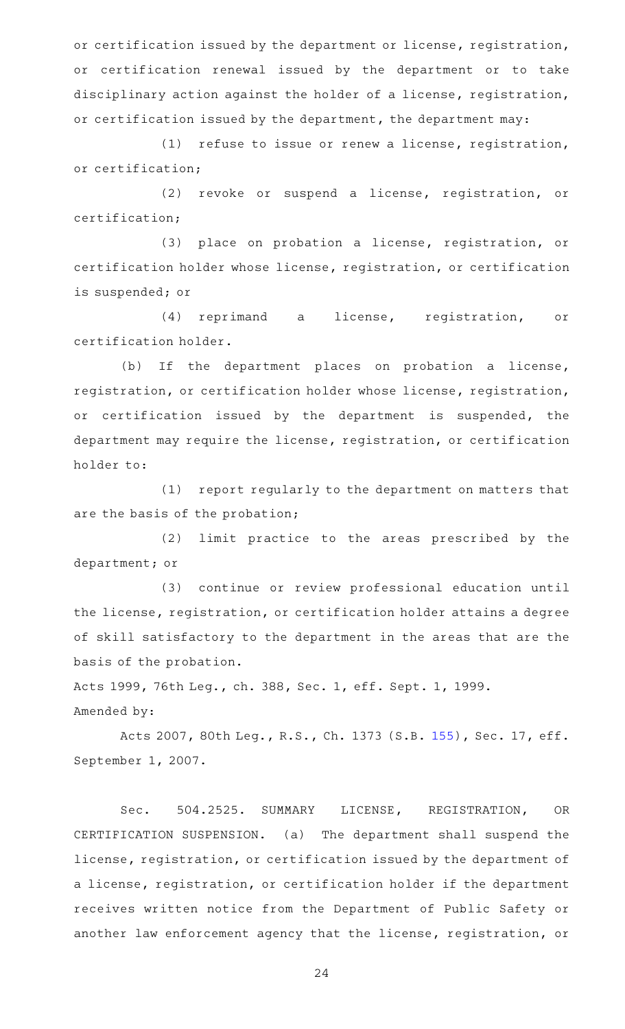or certification issued by the department or license, registration, or certification renewal issued by the department or to take disciplinary action against the holder of a license, registration, or certification issued by the department, the department may:

(1) refuse to issue or renew a license, registration, or certification;

(2) revoke or suspend a license, registration, or certification;

(3) place on probation a license, registration, or certification holder whose license, registration, or certification is suspended; or

(4) reprimand a license, registration, or certification holder.

(b) If the department places on probation a license, registration, or certification holder whose license, registration, or certification issued by the department is suspended, the department may require the license, registration, or certification holder to:

(1) report regularly to the department on matters that are the basis of the probation;

(2) limit practice to the areas prescribed by the department; or

(3) continue or review professional education until the license, registration, or certification holder attains a degree of skill satisfactory to the department in the areas that are the basis of the probation.

Acts 1999, 76th Leg., ch. 388, Sec. 1, eff. Sept. 1, 1999.

Amended by:

Acts 2007, 80th Leg., R.S., Ch. 1373 (S.B. 155), Sec. 17, eff. September 1, 2007.

Sec. 504.2525. SUMMARY LICENSE, REGISTRATION, OR CERTIFICATION SUSPENSION. (a) The department shall suspend the license, registration, or certification issued by the department of a license, registration, or certification holder if the department receives written notice from the Department of Public Safety or another law enforcement agency that the license, registration, or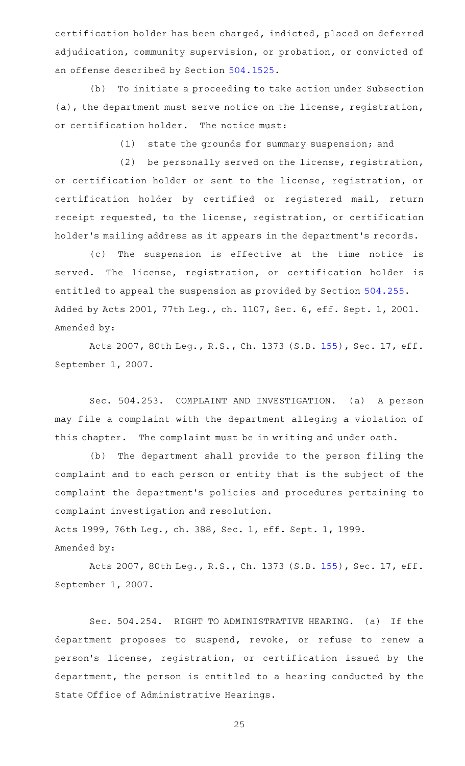certification holder has been charged, indicted, placed on deferred adjudication, community supervision, or probation, or convicted of an offense described by Section 504.1525.

(b) To initiate a proceeding to take action under Subsection (a), the department must serve notice on the license, registration, or certification holder. The notice must:

(1) state the grounds for summary suspension; and

(2) be personally served on the license, registration, or certification holder or sent to the license, registration, or certification holder by certified or registered mail, return receipt requested, to the license, registration, or certification holder's mailing address as it appears in the department's records.

(c) The suspension is effective at the time notice is served. The license, registration, or certification holder is entitled to appeal the suspension as provided by Section 504.255.

Added by Acts 2001, 77th Leg., ch. 1107, Sec. 6, eff. Sept. 1, 2001.
Amended by:

Acts 2007, 80th Leg., R.S., Ch. 1373 (S.B. 155), Sec. 17, eff. September 1, 2007.

Sec. 504.253. COMPLAINT AND INVESTIGATION. (a) A person may file a complaint with the department alleging a violation of this chapter. The complaint must be in writing and under oath.

(b) The department shall provide to the person filing the complaint and to each person or entity that is the subject of the complaint the department's policies and procedures pertaining to complaint investigation and resolution.

Acts 1999, 76th Leg., ch. 388, Sec. 1, eff. Sept. 1, 1999.
Amended by:

Acts 2007, 80th Leg., R.S., Ch. 1373 (S.B. 155), Sec. 17, eff. September 1, 2007.

Sec. 504.254. RIGHT TO ADMINISTRATIVE HEARING. (a) If the department proposes to suspend, revoke, or refuse to renew a person's license, registration, or certification issued by the department, the person is entitled to a hearing conducted by the State Office of Administrative Hearings.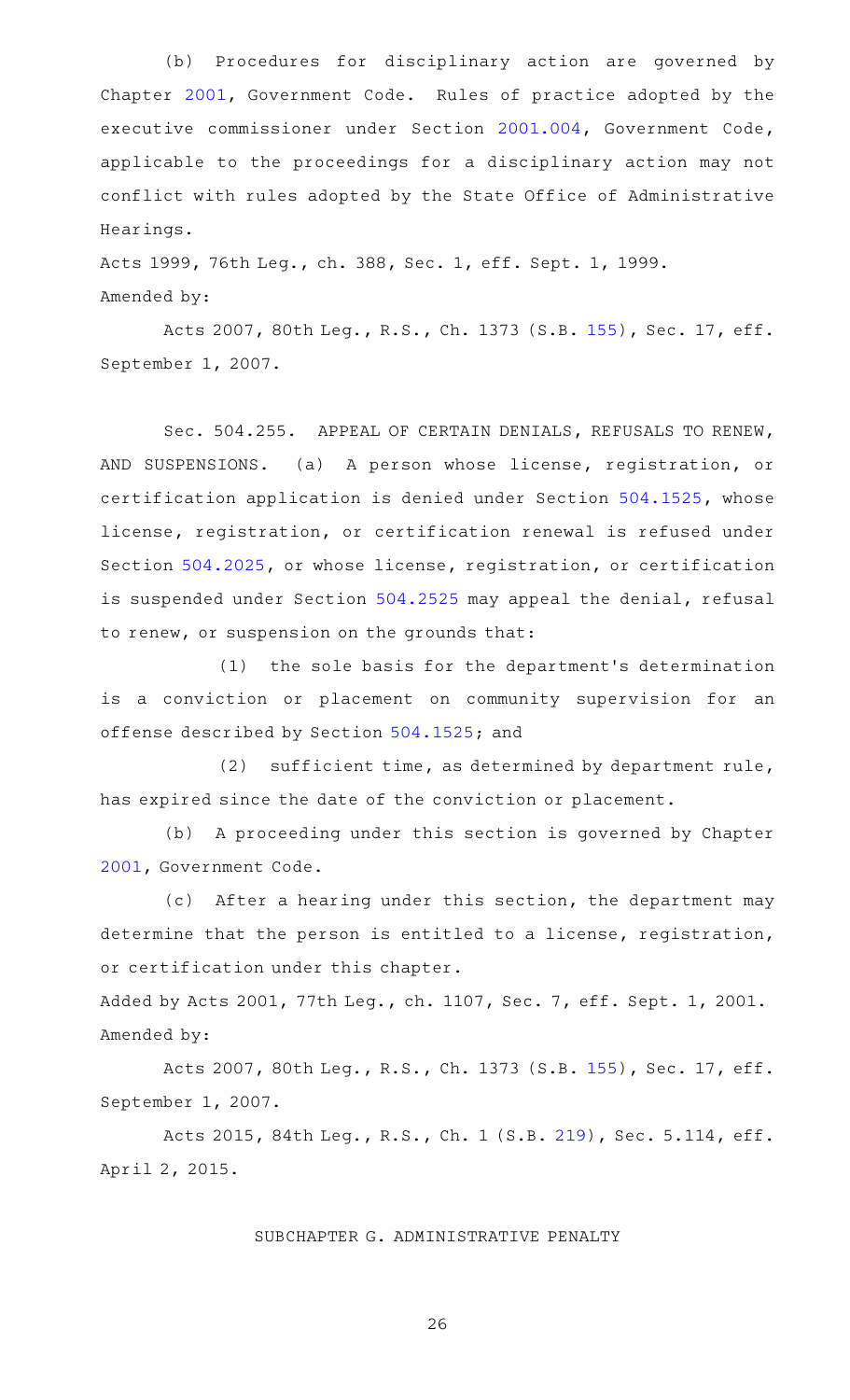(b) Procedures for disciplinary action are governed by Chapter 2001, Government Code. Rules of practice adopted by the executive commissioner under Section 2001.004, Government Code, applicable to the proceedings for a disciplinary action may not conflict with rules adopted by the State Office of Administrative Hearings.

Acts 1999, 76th Leg., ch. 388, Sec. 1, eff. Sept. 1, 1999.

Amended by:

Acts 2007, 80th Leg., R.S., Ch. 1373 (S.B. 155), Sec. 17, eff. September 1, 2007.

Sec. 504.255. APPEAL OF CERTAIN DENIALS, REFUSALS TO RENEW, AND SUSPENSIONS. (a) A person whose license, registration, or certification application is denied under Section 504.1525, whose license, registration, or certification renewal is refused under Section 504.2025, or whose license, registration, or certification is suspended under Section 504.2525 may appeal the denial, refusal to renew, or suspension on the grounds that:

(1) the sole basis for the department's determination is a conviction or placement on community supervision for an offense described by Section 504.1525; and

(2) sufficient time, as determined by department rule, has expired since the date of the conviction or placement.

(b) A proceeding under this section is governed by Chapter 2001, Government Code.

(c) After a hearing under this section, the department may determine that the person is entitled to a license, registration, or certification under this chapter.

Added by Acts 2001, 77th Leg., ch. 1107, Sec. 7, eff. Sept. 1, 2001.

Amended by:

Acts 2007, 80th Leg., R.S., Ch. 1373 (S.B. 155), Sec. 17, eff. September 1, 2007.

Acts 2015, 84th Leg., R.S., Ch. 1 (S.B. 219), Sec. 5.114, eff. April 2, 2015.

## SUBCHAPTER G. ADMINISTRATIVE PENALTY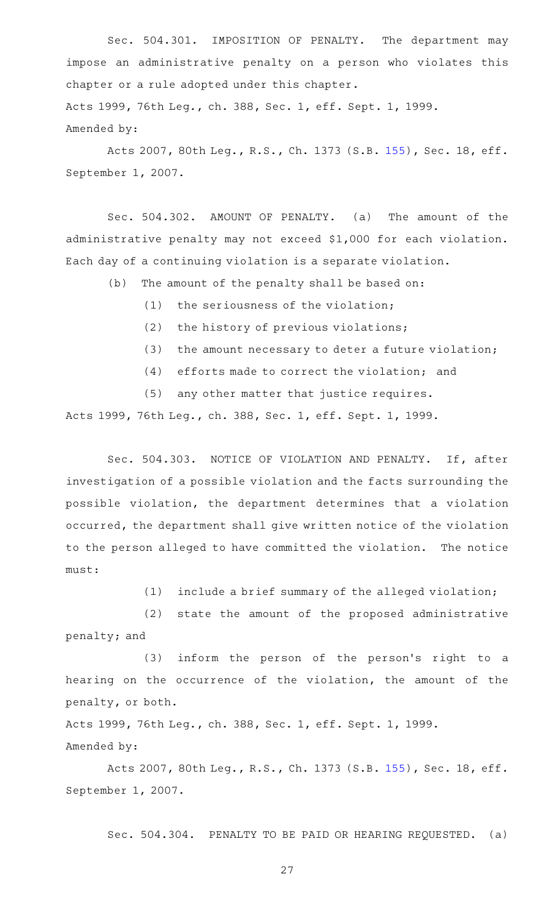Sec. 504.301. IMPOSITION OF PENALTY. The department may impose an administrative penalty on a person who violates this chapter or a rule adopted under this chapter.

Acts 1999, 76th Leg., ch. 388, Sec. 1, eff. Sept. 1, 1999.
Amended by:

Acts 2007, 80th Leg., R.S., Ch. 1373 (S.B. 155), Sec. 18, eff. September 1, 2007.

Sec. 504.302. AMOUNT OF PENALTY. (a) The amount of the administrative penalty may not exceed $1,000 for each violation. Each day of a continuing violation is a separate violation.

(b) The amount of the penalty shall be based on:

(1) the seriousness of the violation;

(2) the history of previous violations;

(3) the amount necessary to deter a future violation;

(4) efforts made to correct the violation; and

(5) any other matter that justice requires.

Acts 1999, 76th Leg., ch. 388, Sec. 1, eff. Sept. 1, 1999.

Sec. 504.303. NOTICE OF VIOLATION AND PENALTY. If, after investigation of a possible violation and the facts surrounding the possible violation, the department determines that a violation occurred, the department shall give written notice of the violation to the person alleged to have committed the violation. The notice must:

(1) include a brief summary of the alleged violation;

(2) state the amount of the proposed administrative penalty; and

(3) inform the person of the person's right to a hearing on the occurrence of the violation, the amount of the penalty, or both.

Acts 1999, 76th Leg., ch. 388, Sec. 1, eff. Sept. 1, 1999.
Amended by:

Acts 2007, 80th Leg., R.S., Ch. 1373 (S.B. 155), Sec. 18, eff. September 1, 2007.

Sec. 504.304. PENALTY TO BE PAID OR HEARING REQUESTED. (a)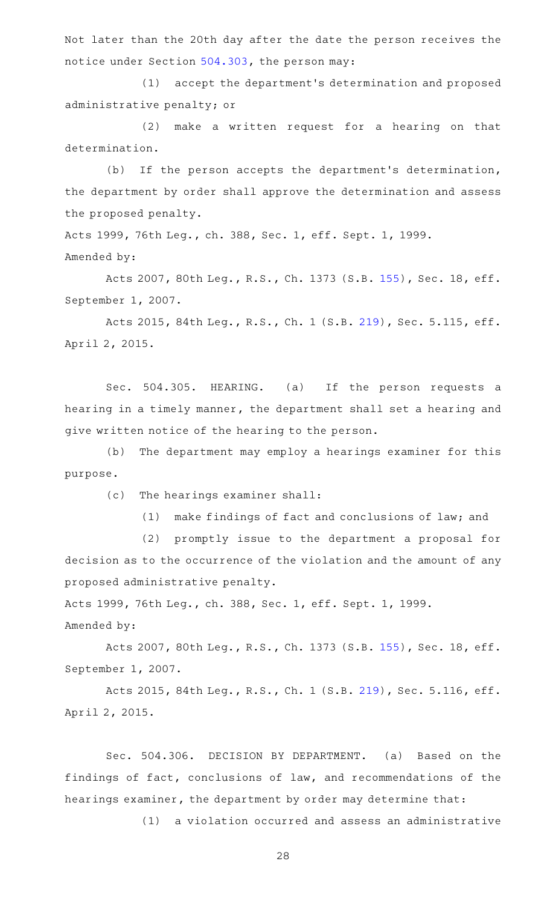Not later than the 20th day after the date the person receives the notice under Section 504.303, the person may:

(1) accept the department's determination and proposed administrative penalty; or

(2) make a written request for a hearing on that determination.

(b) If the person accepts the department's determination, the department by order shall approve the determination and assess the proposed penalty.

Acts 1999, 76th Leg., ch. 388, Sec. 1, eff. Sept. 1, 1999.

Amended by:

Acts 2007, 80th Leg., R.S., Ch. 1373 (S.B. 155), Sec. 18, eff. September 1, 2007.

Acts 2015, 84th Leg., R.S., Ch. 1 (S.B. 219), Sec. 5.115, eff. April 2, 2015.

Sec. 504.305. HEARING. (a) If the person requests a hearing in a timely manner, the department shall set a hearing and give written notice of the hearing to the person.

(b) The department may employ a hearings examiner for this purpose.

(c) The hearings examiner shall:

(1) make findings of fact and conclusions of law; and

(2) promptly issue to the department a proposal for decision as to the occurrence of the violation and the amount of any proposed administrative penalty.

Acts 1999, 76th Leg., ch. 388, Sec. 1, eff. Sept. 1, 1999.

Amended by:

Acts 2007, 80th Leg., R.S., Ch. 1373 (S.B. 155), Sec. 18, eff. September 1, 2007.

Acts 2015, 84th Leg., R.S., Ch. 1 (S.B. 219), Sec. 5.116, eff. April 2, 2015.

Sec. 504.306. DECISION BY DEPARTMENT. (a) Based on the findings of fact, conclusions of law, and recommendations of the hearings examiner, the department by order may determine that:

(1) a violation occurred and assess an administrative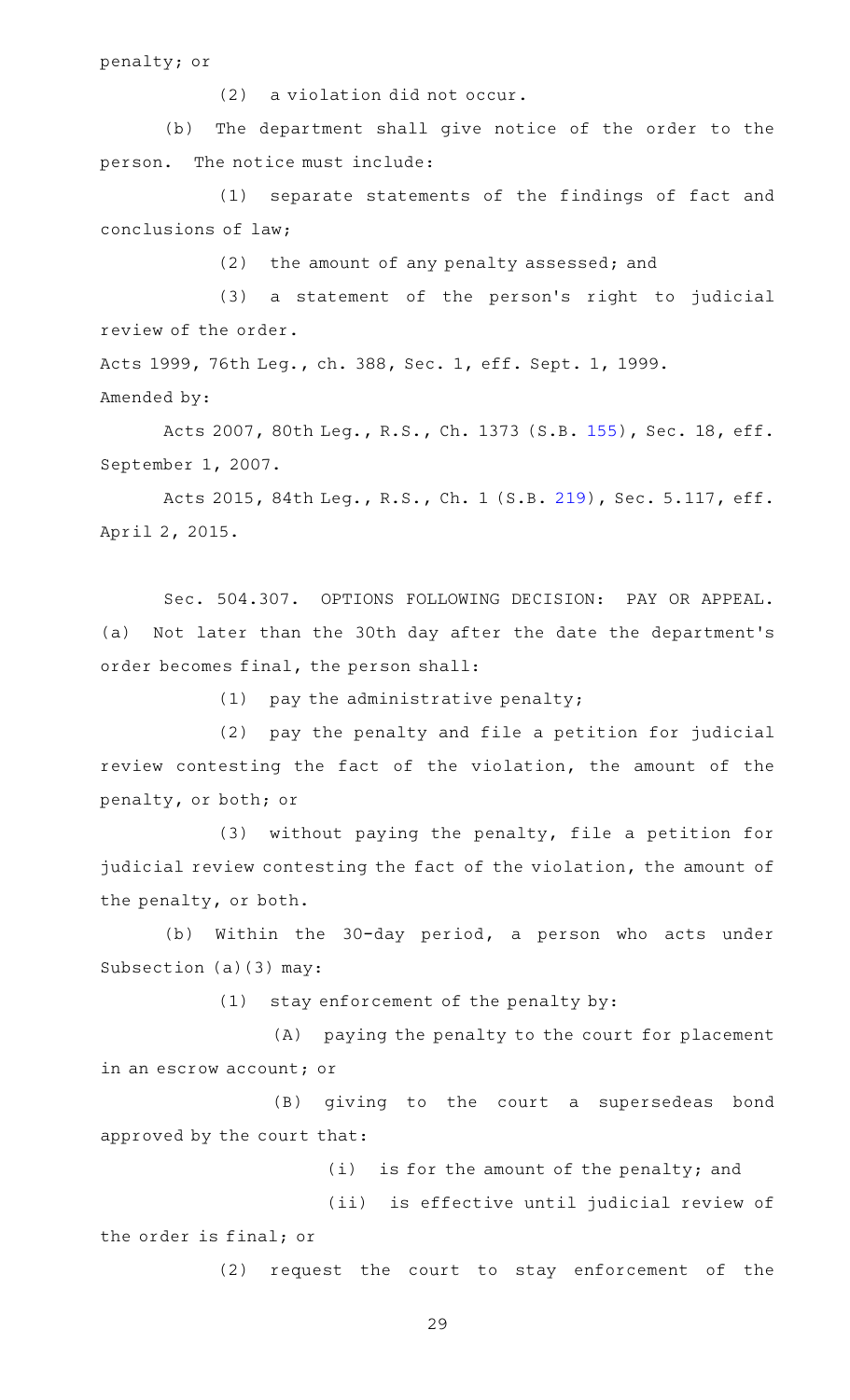penalty; or

(2) a violation did not occur.

(b) The department shall give notice of the order to the person. The notice must include:

(1) separate statements of the findings of fact and conclusions of law;

(2) the amount of any penalty assessed; and

(3) a statement of the person's right to judicial review of the order.

Acts 1999, 76th Leg., ch. 388, Sec. 1, eff. Sept. 1, 1999.

Amended by:

Acts 2007, 80th Leg., R.S., Ch. 1373 (S.B. 155), Sec. 18, eff. September 1, 2007.

Acts 2015, 84th Leg., R.S., Ch. 1 (S.B. 219), Sec. 5.117, eff. April 2, 2015.

Sec. 504.307. OPTIONS FOLLOWING DECISION: PAY OR APPEAL. (a) Not later than the 30th day after the date the department's order becomes final, the person shall:

(1) pay the administrative penalty;

(2) pay the penalty and file a petition for judicial review contesting the fact of the violation, the amount of the penalty, or both; or

(3) without paying the penalty, file a petition for judicial review contesting the fact of the violation, the amount of the penalty, or both.

(b) Within the 30-day period, a person who acts under Subsection (a)(3) may:

(1) stay enforcement of the penalty by:

(A) paying the penalty to the court for placement in an escrow account; or

(B) giving to the court a supersedeas bond approved by the court that:

(i) is for the amount of the penalty; and

(ii) is effective until judicial review of the order is final; or

(2) request the court to stay enforcement of the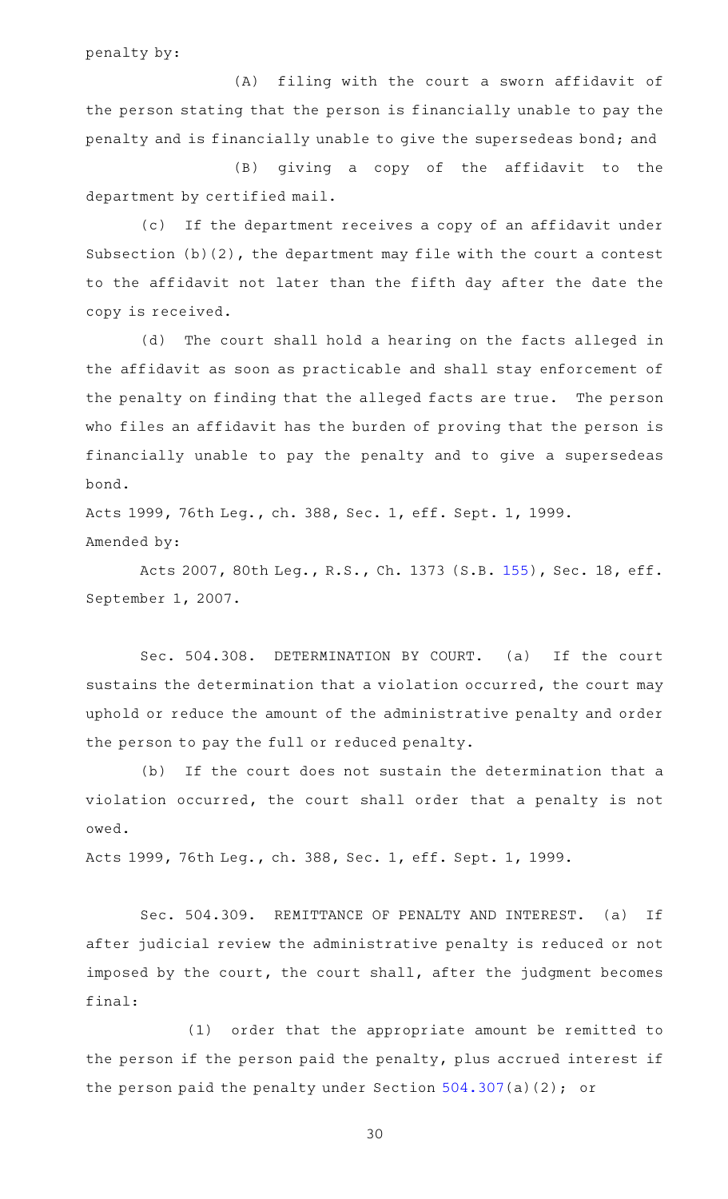penalty by:

(A) filing with the court a sworn affidavit of the person stating that the person is financially unable to pay the penalty and is financially unable to give the supersedeas bond; and

(B) giving a copy of the affidavit to the department by certified mail.

(c) If the department receives a copy of an affidavit under Subsection (b)(2), the department may file with the court a contest to the affidavit not later than the fifth day after the date the copy is received.

(d) The court shall hold a hearing on the facts alleged in the affidavit as soon as practicable and shall stay enforcement of the penalty on finding that the alleged facts are true. The person who files an affidavit has the burden of proving that the person is financially unable to pay the penalty and to give a supersedeas bond.

Acts 1999, 76th Leg., ch. 388, Sec. 1, eff. Sept. 1, 1999.
Amended by:

Acts 2007, 80th Leg., R.S., Ch. 1373 (S.B. 155), Sec. 18, eff. September 1, 2007.

Sec. 504.308. DETERMINATION BY COURT. (a) If the court sustains the determination that a violation occurred, the court may uphold or reduce the amount of the administrative penalty and order the person to pay the full or reduced penalty.

(b) If the court does not sustain the determination that a violation occurred, the court shall order that a penalty is not owed.

Acts 1999, 76th Leg., ch. 388, Sec. 1, eff. Sept. 1, 1999.

Sec. 504.309. REMITTANCE OF PENALTY AND INTEREST. (a) If after judicial review the administrative penalty is reduced or not imposed by the court, the court shall, after the judgment becomes final:

(1) order that the appropriate amount be remitted to the person if the person paid the penalty, plus accrued interest if the person paid the penalty under Section 504.307(a)(2); or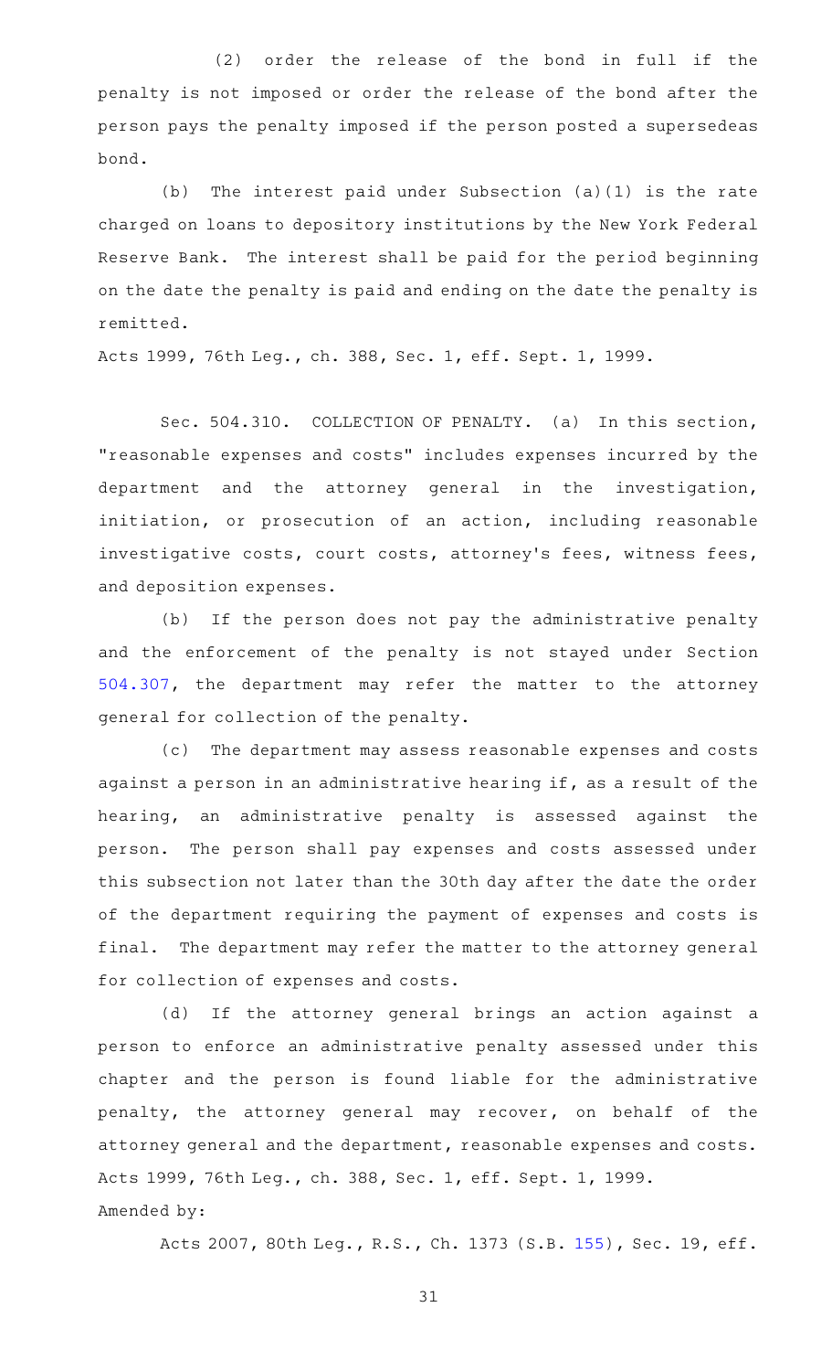(2) order the release of the bond in full if the penalty is not imposed or order the release of the bond after the person pays the penalty imposed if the person posted a supersedeas bond.

(b) The interest paid under Subsection (a)(1) is the rate charged on loans to depository institutions by the New York Federal Reserve Bank. The interest shall be paid for the period beginning on the date the penalty is paid and ending on the date the penalty is remitted.

Acts 1999, 76th Leg., ch. 388, Sec. 1, eff. Sept. 1, 1999.

Sec. 504.310. COLLECTION OF PENALTY. (a) In this section, "reasonable expenses and costs" includes expenses incurred by the department and the attorney general in the investigation, initiation, or prosecution of an action, including reasonable investigative costs, court costs, attorney's fees, witness fees, and deposition expenses.

(b) If the person does not pay the administrative penalty and the enforcement of the penalty is not stayed under Section 504.307, the department may refer the matter to the attorney general for collection of the penalty.

(c) The department may assess reasonable expenses and costs against a person in an administrative hearing if, as a result of the hearing, an administrative penalty is assessed against the person. The person shall pay expenses and costs assessed under this subsection not later than the 30th day after the date the order of the department requiring the payment of expenses and costs is final. The department may refer the matter to the attorney general for collection of expenses and costs.

(d) If the attorney general brings an action against a person to enforce an administrative penalty assessed under this chapter and the person is found liable for the administrative penalty, the attorney general may recover, on behalf of the attorney general and the department, reasonable expenses and costs.

Acts 1999, 76th Leg., ch. 388, Sec. 1, eff. Sept. 1, 1999.

Amended by:

Acts 2007, 80th Leg., R.S., Ch. 1373 (S.B. 155), Sec. 19, eff.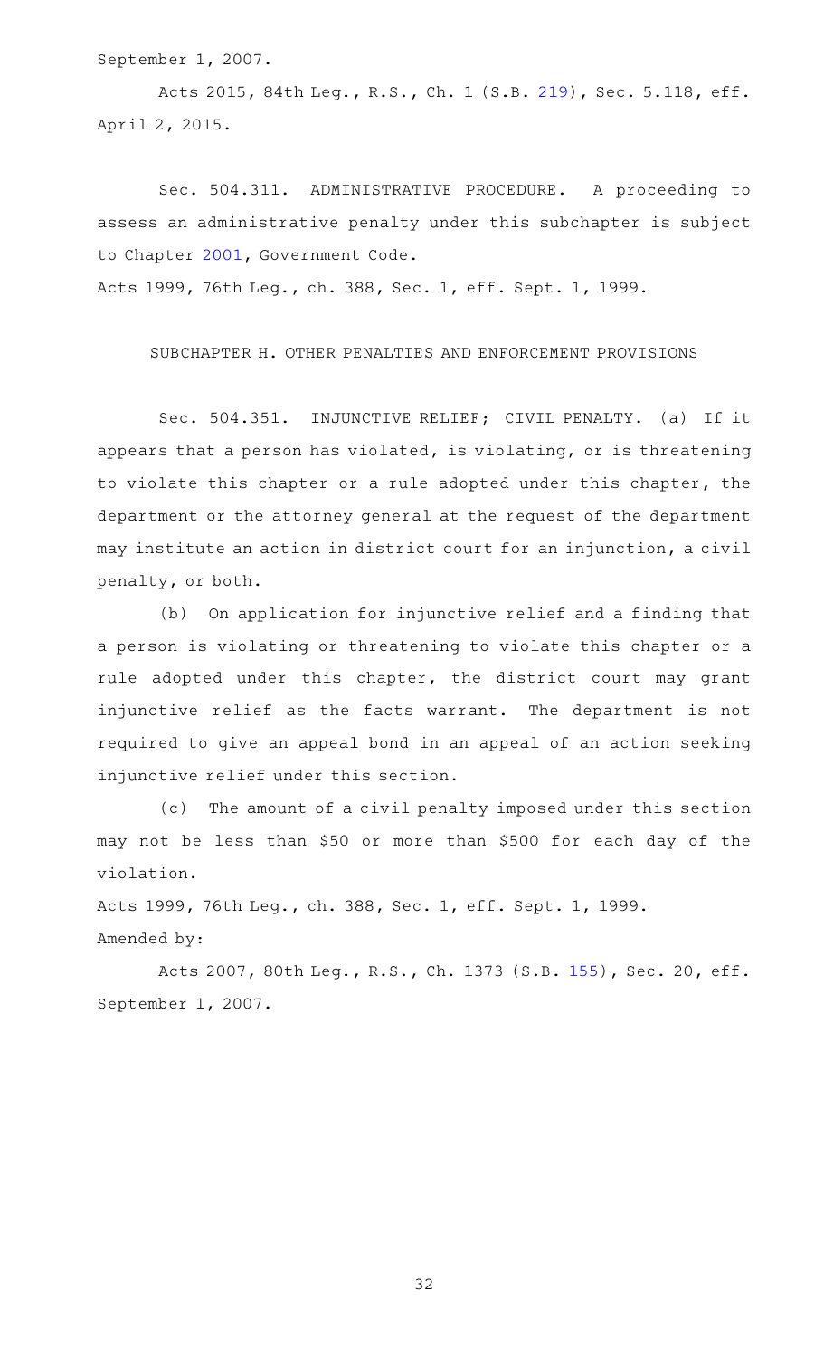September 1, 2007.

Acts 2015, 84th Leg., R.S., Ch. 1 (S.B. 219), Sec. 5.118, eff. April 2, 2015.

Sec. 504.311. ADMINISTRATIVE PROCEDURE. A proceeding to assess an administrative penalty under this subchapter is subject to Chapter 2001, Government Code.

Acts 1999, 76th Leg., ch. 388, Sec. 1, eff. Sept. 1, 1999.

SUBCHAPTER H. OTHER PENALTIES AND ENFORCEMENT PROVISIONS

Sec. 504.351. INJUNCTIVE RELIEF; CIVIL PENALTY. (a) If it appears that a person has violated, is violating, or is threatening to violate this chapter or a rule adopted under this chapter, the department or the attorney general at the request of the department may institute an action in district court for an injunction, a civil penalty, or both.

(b) On application for injunctive relief and a finding that a person is violating or threatening to violate this chapter or a rule adopted under this chapter, the district court may grant injunctive relief as the facts warrant. The department is not required to give an appeal bond in an appeal of an action seeking injunctive relief under this section.

(c) The amount of a civil penalty imposed under this section may not be less than $50 or more than $500 for each day of the violation.

Acts 1999, 76th Leg., ch. 388, Sec. 1, eff. Sept. 1, 1999.

Amended by:

Acts 2007, 80th Leg., R.S., Ch. 1373 (S.B. 155), Sec. 20, eff. September 1, 2007.